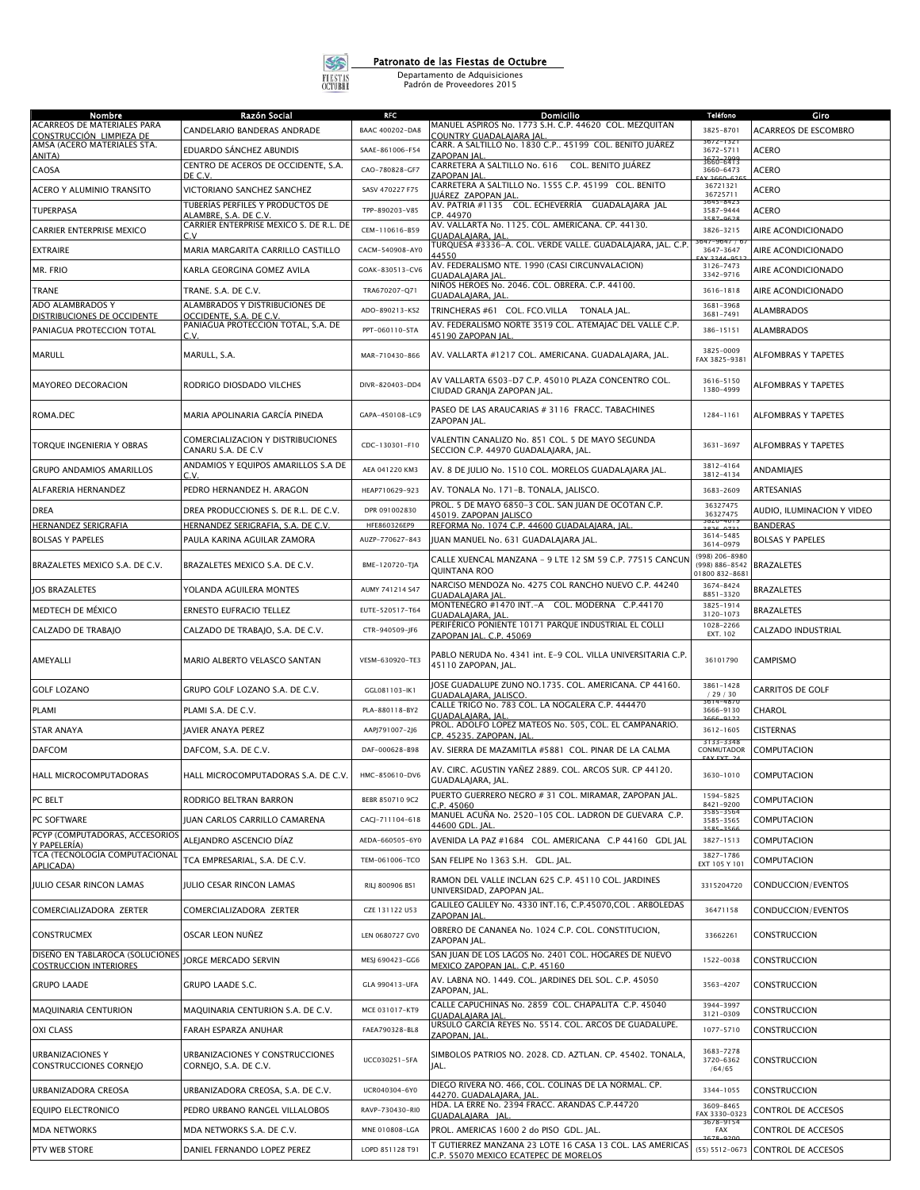## Patronato de las Fiestas de Octubre

Departamento de Adquisiciones
Padrón de Proveedores 2015

| Nombre | Razón Social | RFC | Domicilio | Teléfono | Giro |
|---|---|---|---|---|---|
| ACARREOS DE MATERIALES PARA CONSTRUCCIÓN LIMPIEZA DE | CANDELARIO BANDERAS ANDRADE | BAAC 400202-DA8 | MANUEL ASPIROS No. 1773 S.H. C.P. 44620 COL. MEZQUITAN COUNTRY GUADALAJARA JAL. | 3825-8701 | ACARREOS DE ESCOMBRO |
| AMSA (ACERO MATERIALES STA. ANITA) | EDUARDO SÁNCHEZ ABUNDIS | SAAE-861006-F54 | CARR. A SALTILLO No. 1830 C.P.. 45199 COL. BENITO JUÁREZ ZAPOPAN JAL. | 3672-1321 3672-5711 3672-2999 | ACERO |
| CAOSA | CENTRO DE ACEROS DE OCCIDENTE, S.A. DE C.V. | CAO-780828-GF7 | CARRETERA A SALTILLO No. 616 COL. BENITO JUÁREZ ZAPOPAN JAL. | 3660-6413 3660-6473 FAX 3660-6265 | ACERO |
| ACERO Y ALUMINIO TRANSITO | VICTORIANO SANCHEZ SANCHEZ | SASV 470227 F75 | CARRETERA A SALTILLO No. 1555 C.P. 45199 COL. BENITO JUÁREZ ZAPOPAN JAL. | 36721321 36725711 | ACERO |
| TUPERPASA | TUBERÍAS PERFILES Y PRODUCTOS DE ALAMBRE, S.A. DE C.V. | TPP-890203-V85 | AV. PATRIA #1135 COL. ECHEVERRÍA GUADALAJARA JAL CP. 44970 | 3645-8423 3587-9444 3587-9628 | ACERO |
| CARRIER ENTERPRISE MEXICO | CARRIER ENTERPRISE MEXICO S. DE R.L. DE C.V | CEM-110616-B59 | AV. VALLARTA No. 1125. COL. AMERICANA. CP. 44130. GUADALAJARA, JAL. | 3826-3215 | AIRE ACONDICIONADO |
| EXTRAIRE | MARIA MARGARITA CARRILLO CASTILLO | CACM-540908-AY0 | TURQUESA #3336-A. COL. VERDE VALLE. GUADALAJARA, JAL. C.P. 44550 | 3647-9647 / 67 3647-3647 FAX 3344-0512 | AIRE ACONDICIONADO |
| MR. FRIO | KARLA GEORGINA GOMEZ AVILA | GOAK-830513-CV6 | AV. FEDERALISMO NTE. 1990 (CASI CIRCUNVALACION) GUADALAJARA JAL. | 3126-7473 3342-9716 | AIRE ACONDICIONADO |
| TRANE | TRANE. S.A. DE C.V. | TRA670207-Q71 | NIÑOS HEROES No. 2046. COL. OBRERA. C.P. 44100. GUADALAJARA, JAL. | 3616-1818 | AIRE ACONDICIONADO |
| ADO ALAMBRADOS Y DISTRIBUCIONES DE OCCIDENTE | ALAMBRADOS Y DISTRIBUCIONES DE OCCIDENTE, S.A. DE C.V. | ADO-890213-KS2 | TRINCHERAS #61 COL. FCO.VILLA TONALA JAL. | 3681-3968 3681-7491 | ALAMBRADOS |
| PANIAGUA PROTECCION TOTAL | PANIAGUA PROTECCION TOTAL, S.A. DE C.V. | PPT-060110-STA | AV. FEDERALISMO NORTE 3519 COL. ATEMAJAC DEL VALLE C.P. 45190 ZAPOPAN JAL. | 386-15151 | ALAMBRADOS |
| MARULL | MARULL, S.A. | MAR-710430-866 | AV. VALLARTA #1217 COL. AMERICANA. GUADALAJARA, JAL. | 3825-0009 FAX 3825-9381 | ALFOMBRAS Y TAPETES |
| MAYOREO DECORACION | RODRIGO DIOSDADO VILCHES | DIVR-820403-DD4 | AV VALLARTA 6503-D7 C.P. 45010 PLAZA CONCENTRO COL. CIUDAD GRANJA ZAPOPAN JAL. | 3616-5150 1380-4999 | ALFOMBRAS Y TAPETES |
| ROMA.DEC | MARIA APOLINARIA GARCÍA PINEDA | GAPA-450108-LC9 | PASEO DE LAS ARAUCARIAS # 3116 FRACC. TABACHINES ZAPOPAN JAL. | 1284-1161 | ALFOMBRAS Y TAPETES |
| TORQUE INGENIERIA Y OBRAS | COMERCIALIZACION Y DISTRIBUCIONES CANARU S.A. DE C.V | CDC-130301-F10 | VALENTIN CANALIZO No. 851 COL. 5 DE MAYO SEGUNDA SECCION C.P. 44970 GUADALAJARA, JAL. | 3631-3697 | ALFOMBRAS Y TAPETES |
| GRUPO ANDAMIOS AMARILLOS | ANDAMIOS Y EQUIPOS AMARILLOS S.A DE C.V. | AEA 041220 KM3 | AV. 8 DE JULIO No. 1510 COL. MORELOS GUADALAJARA JAL. | 3812-4164 3812-4134 | ANDAMIAJES |
| ALFARERIA HERNANDEZ | PEDRO HERNANDEZ H. ARAGON | HEAP710629-923 | AV. TONALA No. 171-B. TONALA, JALISCO. | 3683-2609 | ARTESANIAS |
| DREA | DREA PRODUCCIONES S. DE R.L. DE C.V. | DPR 091002830 | PROL. 5 DE MAYO 6850-3 COL. SAN JUAN DE OCOTAN C.P. 45019. ZAPOPAN JALISCO | 36327475 36327475 | AUDIO, ILUMINACION Y VIDEO |
| HERNANDEZ SERIGRAFIA | HERNANDEZ SERIGRAFIA, S.A. DE C.V. | HFE860326EP9 | REFORMA No. 1074 C.P. 44600 GUADALAJARA, JAL. | 3826-4013 3826-0721 | BANDERAS |
| BOLSAS Y PAPELES | PAULA KARINA AGUILAR ZAMORA | AUZP-770627-843 | JUAN MANUEL No. 631 GUADALAJARA JAL. | 3614-5485 3614-0979 | BOLSAS Y PAPELES |
| BRAZALETES MEXICO S.A. DE C.V. | BRAZALETES MEXICO S.A. DE C.V. | BME-120720-TJA | CALLE XUENCAL MANZANA - 9 LTE 12 SM 59 C.P. 77515 CANCUN QUINTANA ROO | (998) 206-8980 (998) 886-8542 01800 832-8681 | BRAZALETES |
| JOS BRAZALETES | YOLANDA AGUILERA MONTES | AUMY 741214 S47 | NARCISO MENDOZA No. 4275 COL RANCHO NUEVO C.P. 44240 GUADALAJARA JAL. | 3674-8424 8851-3320 | BRAZALETES |
| MEDTECH DE MÉXICO | ERNESTO EUFRACIO TELLEZ | EUTE-520517-T64 | MONTENEGRO #1470 INT.-A COL. MODERNA C.P.44170 GUADALAJARA, JAL. | 3825-1914 3120-1073 | BRAZALETES |
| CALZADO DE TRABAJO | CALZADO DE TRABAJO, S.A. DE C.V. | CTR-940509-JF6 | PERIFÉRICO PONIENTE 10171 PARQUE INDUSTRIAL EL COLLI ZAPOPAN JAL. C.P. 45069 | 1028-2266 EXT. 102 | CALZADO INDUSTRIAL |
| AMEYALLI | MARIO ALBERTO VELASCO SANTAN | VESM-630920-TE3 | PABLO NERUDA No. 4341 int. E-9 COL. VILLA UNIVERSITARIA C.P. 45110 ZAPOPAN, JAL. | 36101790 | CAMPISMO |
| GOLF LOZANO | GRUPO GOLF LOZANO S.A. DE C.V. | GGL081103-IK1 | JOSE GUADALUPE ZUNO NO.1735. COL. AMERICANA. CP 44160. GUADALAJARA, JALISCO. | 3861-1428 / 29 / 30 | CARRITOS DE GOLF |
| PLAMI | PLAMI S.A. DE C.V. | PLA-880118-BY2 | CALLE TRIGO No. 783 COL. LA NOGALERA C.P. 444470 GUADALAJARA, JAL. | 3614-4870 3666-9130 3666-9122 | CHAROL |
| STAR ANAYA | JAVIER ANAYA PEREZ | AAPJ791007-2J6 | PROL. ADOLFO LOPEZ MATEOS No. 505, COL. EL CAMPANARIO. CP. 45235. ZAPOPAN, JAL. | 3612-1605 | CISTERNAS |
| DAFCOM | DAFCOM, S.A. DE C.V. | DAF-000628-B98 | AV. SIERRA DE MAZAMITLA #5881 COL. PINAR DE LA CALMA | 3133-3348 CONMUTADOR FAX EXT. 24 | COMPUTACION |
| HALL MICROCOMPUTADORAS | HALL MICROCOMPUTADORAS S.A. DE C.V. | HMC-850610-DV6 | AV. CIRC. AGUSTIN YAÑEZ 2889. COL. ARCOS SUR. CP 44120. GUADALAJARA, JAL. | 3630-1010 | COMPUTACION |
| PC BELT | RODRIGO BELTRAN BARRON | BEBR 850710 9C2 | PUERTO GUERRERO NEGRO # 31 COL. MIRAMAR, ZAPOPAN JAL. C.P. 45060 | 1594-5825 8421-9200 | COMPUTACION |
| PC SOFTWARE | JUAN CARLOS CARRILLO CAMARENA | CACJ-711104-618 | MANUEL ACUÑA No. 2520-105 COL. LADRON DE GUEVARA C.P. 44600 GDL. JAL. | 3585-3564 3585-3565 3585-3566 | COMPUTACION |
| PCYP (COMPUTADORAS, ACCESORIOS Y PAPELERÍA) | ALEJANDRO ASCENCIO DÍAZ | AEDA-660505-6Y0 | AVENIDA LA PAZ #1684 COL. AMERICANA C.P 44160 GDL JAL | 3827-1513 | COMPUTACION |
| TCA (TECNOLOGÍA COMPUTACIONAL APLICADA) | TCA EMPRESARIAL, S.A. DE C.V. | TEM-061006-TCO | SAN FELIPE No 1363 S.H. GDL. JAL. | 3827-1786 EXT 105 Y 101 | COMPUTACION |
| JULIO CESAR RINCON LAMAS | JULIO CESAR RINCON LAMAS | RILJ 800906 BS1 | RAMON DEL VALLE INCLAN 625 C.P. 45110 COL. JARDINES UNIVERSIDAD, ZAPOPAN JAL. | 3315204720 | CONDUCCION/EVENTOS |
| COMERCIALIZADORA ZERTER | COMERCIALIZADORA ZERTER | CZE 131122 U53 | GALILEO GALILEY No. 4330 INT.16, C.P.45070,COL . ARBOLEDAS ZAPOPAN JAL. | 36471158 | CONDUCCION/EVENTOS |
| CONSTRUCMEX | OSCAR LEON NUÑEZ | LEN 0680727 GV0 | OBRERO DE CANANEA No. 1024 C.P. COL. CONSTITUCION, ZAPOPAN JAL. | 33662261 | CONSTRUCCION |
| DISEÑO EN TABLAROCA (SOLUCIONES COSTRUCCION INTERIORES | JORGE MERCADO SERVIN | MESJ 690423-GG6 | SAN JUAN DE LOS LAGOS No. 2401 COL. HOGARES DE NUEVO MEXICO ZAPOPAN JAL. C.P. 45160 | 1522-0038 | CONSTRUCCION |
| GRUPO LAADE | GRUPO LAADE S.C. | GLA 990413-UFA | AV. LABNA NO. 1449. COL. JARDINES DEL SOL. C.P. 45050 ZAPOPAN, JAL. | 3563-4207 | CONSTRUCCION |
| MAQUINARIA CENTURION | MAQUINARIA CENTURION S.A. DE C.V. | MCE 031017-KT9 | CALLE CAPUCHINAS No. 2859 COL. CHAPALITA C.P. 45040 GUADALAJARA JAL. | 3944-3997 3121-0309 | CONSTRUCCION |
| OXI CLASS | FARAH ESPARZA ANUHAR | FAEA790328-BL8 | URSULO GARCÍA REYES No. 5514. COL. ARCOS DE GUADALUPE. ZAPOPAN, JAL. | 1077-5710 | CONSTRUCCION |
| URBANIZACIONES Y CONSTRUCCIONES CORNEJO | URBANIZACIONES Y CONSTRUCCIONES CORNEJO, S.A. DE C.V. | UCC030251-5FA | SIMBOLOS PATRIOS NO. 2028. CD. AZTLAN. CP. 45402. TONALA, JAL. | 3683-7278 3720-6362 /64/65 | CONSTRUCCION |
| URBANIZADORA CREOSA | URBANIZADORA CREOSA, S.A. DE C.V. | UCR040304-6Y0 | DIEGO RIVERA NO. 466, COL. COLINAS DE LA NORMAL. CP. 44270. GUADALAJARA, JAL. | 3344-1055 | CONSTRUCCION |
| EQUIPO ELECTRONICO | PEDRO URBANO RANGEL VILLALOBOS | RAVP-730430-RI0 | HDA. LA ERRE No. 2394 FRACC. ARANDAS C.P.44720 GUADALAJARA JAL. | 3609-8465 FAX 3330-0323 | CONTROL DE ACCESOS |
| MDA NETWORKS | MDA NETWORKS S.A. DE C.V. | MNE 010808-LGA | PROL. AMERICAS 1600 2 do PISO GDL. JAL. | 3678-9154 FAX 3678-9200 | CONTROL DE ACCESOS |
| PTV WEB STORE | DANIEL FERNANDO LOPEZ PEREZ | LOPD 851128 T91 | T GUTIERREZ MANZANA 23 LOTE 16 CASA 13 COL. LAS AMERICAS C.P. 55070 MEXICO ECATEPEC DE MORELOS | (55) 5512-0673 | CONTROL DE ACCESOS |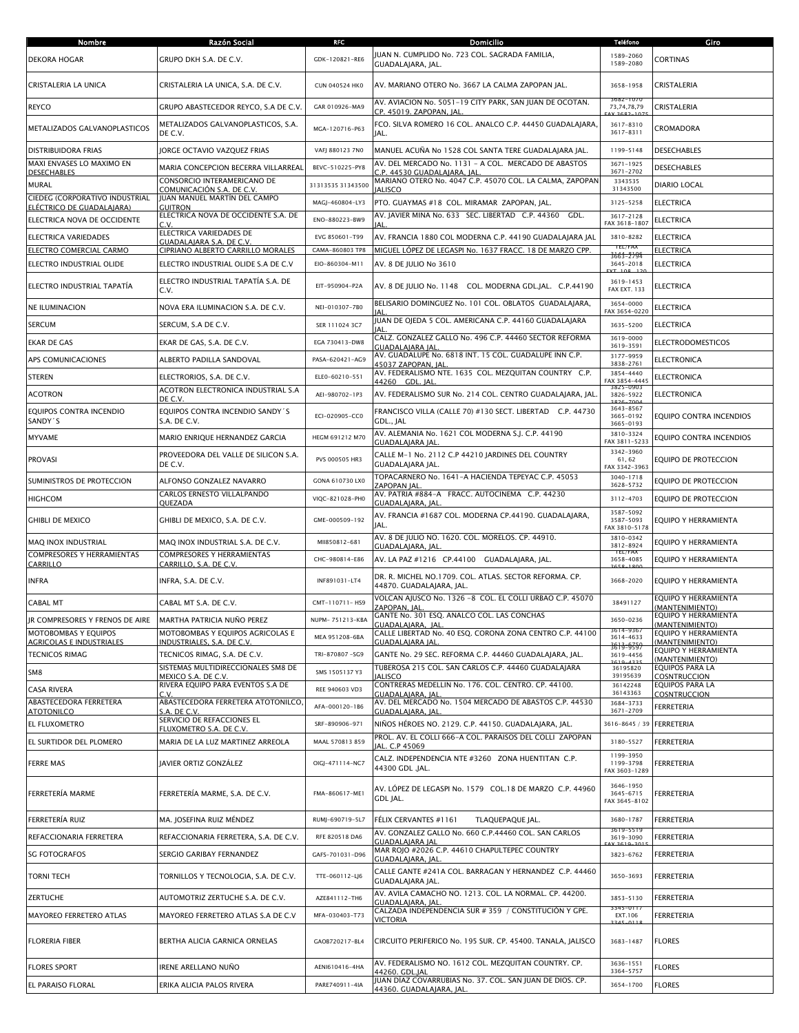| Nombre | Razón Social | RFC | Domicilio | Teléfono | Giro |
|---|---|---|---|---|---|
| DEKORA HOGAR | GRUPO DKH S.A. DE C.V. | GDK-120821-RE6 | JUAN N. CUMPLIDO No. 723 COL. SAGRADA FAMILIA, GUADALAJARA, JAL. | 1589-2060 1589-2080 | CORTINAS |
| CRISTALERIA LA UNICA | CRISTALERIA LA UNICA, S.A. DE C.V. | CUN 040524 HK0 | AV. MARIANO OTERO No. 3667 LA CALMA ZAPOPAN JAL. | 3658-1958 | CRISTALERIA |
| REYCO | GRUPO ABASTECEDOR REYCO, S.A DE C.V. | GAR 010926-MA9 | AV. AVIACION No. 5051-19 CITY PARK, SAN JUAN DE OCOTAN. CP. 45019. ZAPOPAN, JAL. | 3682-1070 73,74,78,79 FAX 3682-1075 | CRISTALERIA |
| METALIZADOS GALVANOPLASTICOS | METALIZADOS GALVANOPLASTICOS, S.A. DE C.V. | MGA-120716-P63 | FCO. SILVA ROMERO 16 COL. ANALCO C.P. 44450 GUADALAJARA, JAL. | 3617-8310 3617-8311 | CROMADORA |
| DISTRIBUIDORA FRIAS | JORGE OCTAVIO VAZQUEZ FRIAS | VAFJ 880123 7N0 | MANUEL ACUÑA No 1528 COL SANTA TERE GUADALAJARA JAL. | 1199-5148 | DESECHABLES |
| MAXI ENVASES LO MAXIMO EN DESECHABLES | MARIA CONCEPCION BECERRA VILLARREAL | BEVC-510225-PY8 | AV. DEL MERCADO No. 1131 - A COL. MERCADO DE ABASTOS C.P. 44530 GUADALAJARA, JAL. | 3671-1925 3671-2702 | DESECHABLES |
| MURAL | CONSORCIO INTERAMERICANO DE COMUNICACIÓN S.A. DE C.V. | 31313535 31343500 | MARIANO OTERO No. 4047 C.P. 45070 COL. LA CALMA, ZAPOPAN JALISCO | 3343535 31343500 | DIARIO LOCAL |
| CIEDEG (CORPORATIVO INDUSTRIAL ELÉCTRICO DE GUADALAJARA) | JUAN MANUEL MARTÍN DEL CAMPO GUITRON | MAGJ-460804-LY3 | PTO. GUAYMAS #18 COL. MIRAMAR ZAPOPAN, JAL. | 3125-5258 | ELECTRICA |
| ELECTRICA NOVA DE OCCIDENTE | ELECTRICA NOVA DE OCCIDENTE S.A. DE C.V. | ENO-880223-BW9 | AV. JAVIER MINA No. 633 SEC. LIBERTAD C.P. 44360 GDL. JAL. | 3617-2128 FAX 3618-1807 | ELECTRICA |
| ELECTRICA VARIEDADES | ELECTRICA VARIEDADES DE GUADALAJARA S.A. DE C.V. | EVG 850601-T99 | AV. FRANCIA 1880 COL MODERNA C.P. 44190 GUADALAJARA JAL | 3810-8282 | ELECTRICA |
| ELECTRO COMERCIAL CARMO | CIPRIANO ALBERTO CARRILLO MORALES | CAMA-860803 TP8 | MIGUEL LÓPEZ DE LEGASPI No. 1637 FRACC. 18 DE MARZO CPP. | TEL/FAX 3645-2710 | ELECTRICA |
| ELECTRO INDUSTRIAL OLIDE | ELECTRO INDUSTRIAL OLIDE S.A DE C.V | EIO-860304-M11 | AV. 8 DE JULIO No 3610 | 3645-2018 EXT 108, 120 | ELECTRICA |
| ELECTRO INDUSTRIAL TAPATÍA | ELECTRO INDUSTRIAL TAPATÍA S.A. DE C.V. | EIT-950904-P2A | AV. 8 DE JULIO No. 1148 COL. MODERNA GDL.JAL. C.P.44190 | 3619-1453 FAX EXT. 133 | ELECTRICA |
| NE ILUMINACION | NOVA ERA ILUMINACION S.A. DE C.V. | NEI-010307-7B0 | BELISARIO DOMINGUEZ No. 101 COL. OBLATOS GUADALAJARA, JAL. | 3654-0000 FAX 3654-0220 | ELECTRICA |
| SERCUM | SERCUM, S.A DE C.V. | SER 111024 3C7 | JUAN DE OJEDA 5 COL. AMERICANA C.P. 44160 GUADALAJARA JAL. | 3635-5200 | ELECTRICA |
| EKAR DE GAS | EKAR DE GAS, S.A. DE C.V. | EGA 730413-DW8 | CALZ. GONZALEZ GALLO No. 496 C.P. 44460 SECTOR REFORMA GUADALAJARA JAL. | 3619-0000 3619-3591 | ELECTRODOMESTICOS |
| APS COMUNICACIONES | ALBERTO PADILLA SANDOVAL | PASA-620421-AG9 | AV. GUADALUPE No. 6818 INT. 15 COL. GUADALUPE INN C.P. 45037 ZAPOPAN, JAL. | 3177-9959 3838-2761 | ELECTRONICA |
| STEREN | ELECTRORIOS, S.A. DE C.V. | ELE0-60210-551 | AV. FEDERALISMO NTE. 1635 COL. MEZQUITAN COUNTRY C.P. 44260 GDL. JAL. | 3854-4440 FAX 3854-4445 | ELECTRONICA |
| ACOTRON | ACOTRON ELECTRONICA INDUSTRIAL S.A DE C.V. | AEI-980702-1P3 | AV. FEDERALISMO SUR No. 214 COL. CENTRO GUADALAJARA, JAL. | 3825-0903 3826-5922 3826-7004 | ELECTRONICA |
| EQUIPOS CONTRA INCENDIO SANDY´S | EQUIPOS CONTRA INCENDIO SANDY´S S.A. DE C.V. | ECI-020905-CC0 | FRANCISCO VILLA (CALLE 70) #130 SECT. LIBERTAD C.P. 44730 GDL., JAL | 3643-8567 3665-0192 3665-0193 | EQUIPO CONTRA INCENDIOS |
| MYVAME | MARIO ENRIQUE HERNANDEZ GARCIA | HEGM 691212 M70 | AV. ALEMANIA No. 1621 COL MODERNA S.J. C.P. 44190 GUADALAJARA JAL. | 3810-3324 FAX 3811-5233 | EQUIPO CONTRA INCENDIOS |
| PROVASI | PROVEEDORA DEL VALLE DE SILICON S.A. DE C.V. | PVS 000505 HR3 | CALLE M-1 No. 2112 C.P 44210 JARDINES DEL COUNTRY GUADALAJARA JAL. | 3342-3960 61, 62 FAX 3342-3963 | EQUIPO DE PROTECCION |
| SUMINISTROS DE PROTECCION | ALFONSO GONZALEZ NAVARRO | GONA 610730 LX0 | TOPACARNERO No. 1641-A HACIENDA TEPEYAC C.P. 45053 ZAPOPAN JAL. | 3040-1718 3628-5732 | EQUIPO DE PROTECCION |
| HIGHCOM | CARLOS ERNESTO VILLALPANDO QUEZADA | VIQC-821028-PH0 | AV. PATRIA #884-A FRACC. AUTOCINEMA C.P. 44230 GUADALAJARA, JAL. | 3112-4703 | EQUIPO DE PROTECCION |
| GHIBLI DE MEXICO | GHIBLI DE MEXICO, S.A. DE C.V. | GME-000509-192 | AV. FRANCIA #1687 COL. MODERNA CP.44190. GUADALAJARA, JAL. | 3587-5092 3587-5093 FAX 3810-5178 | EQUIPO Y HERRAMIENTA |
| MAQ INOX INDUSTRIAL | MAQ INOX INDUSTRIAL S.A. DE C.V. | MII850812-681 | AV. 8 DE JULIO NO. 1620. COL. MORELOS. CP. 44910. GUADALAJARA, JAL. | 3810-0342 3812-8924 | EQUIPO Y HERRAMIENTA |
| COMPRESORES Y HERRAMIENTAS CARRILLO | COMPRESORES Y HERRAMIENTAS CARRILLO, S.A. DE C.V. | CHC-980814-E86 | AV. LA PAZ #1216 CP.44100 GUADALAJARA, JAL. | TEL/FAX 3658-4085 3658-1800 | EQUIPO Y HERRAMIENTA |
| INFRA | INFRA, S.A. DE C.V. | INF891031-LT4 | DR. R. MICHEL NO.1709. COL. ATLAS. SECTOR REFORMA. CP. 44870. GUADALAJARA, JAL. | 3668-2020 | EQUIPO Y HERRAMIENTA |
| CABAL MT | CABAL MT S.A. DE C.V. | CMT-110711- HS9 | VOLCAN AJUSCO No. 1326 -8 COL. EL COLLI URBAO C.P. 45070 ZAPOPAN, JAL. | 38491127 | EQUIPO Y HERRAMIENTA (MANTENIMIENTO) |
| JR COMPRESORES Y FRENOS DE AIRE | MARTHA PATRICIA NUÑO PEREZ | NUPM- 751213-KBA | GANTE No. 301 ESQ. ANALCO COL. LAS CONCHAS GUADALAJARA, JAL. | 3650-0236 | EQUIPO Y HERRAMIENTA (MANTENIMIENTO) |
| MOTOBOMBAS Y EQUIPOS AGRICOLAS E INDUSTRIALES | MOTOBOMBAS Y EQUIPOS AGRICOLAS E INDUSTRIALES, S.A. DE C.V. | MEA 951208-6BA | CALLE LIBERTAD No. 40 ESQ. CORONA ZONA CENTRO C.P. 44100 GUADALAJARA JAL. | 3614-9367 3614-4633 3613-6750 | EQUIPO Y HERRAMIENTA (MANTENIMIENTO) |
| TECNICOS RIMAG | TECNICOS RIMAG, S.A. DE C.V. | TRI-870807 -SG9 | GANTE No. 29 SEC. REFORMA C.P. 44460 GUADALAJARA, JAL. | 3619-9597 3619-4456 3619-4335 | EQUIPO Y HERRAMIENTA (MANTENIMIENTO) |
| SM8 | SISTEMAS MULTIDIRECCIONALES SM8 DE MEXICO S.A. DE C.V. | SMS 1505137 Y3 | TUBEROSA 215 COL. SAN CARLOS C.P. 44460 GUADALAJARA JALISCO | 36195820 39195639 | EQUIPOS PARA LA COSNTRUCCION |
| CASA RIVERA | RIVERA EQUIPO PARA EVENTOS S.A DE C.V. | REE 940603 VD3 | CONTRERAS MEDELLIN No. 176. COL. CENTRO. CP. 44100. GUADALAJARA, JAL. | 36142248 36143363 | EQUIPOS PARA LA COSNTRUCCION |
| ABASTECEDORA FERRETERA ATOTONILCO | ABASTECEDORA FERRETERA ATOTONILCO, S.A. DE C.V. | AFA-000120-1B6 | AV. DEL MERCADO No. 1504 MERCADO DE ABASTOS C.P. 44530 GUADALAJARA, JAL. | 3684-3733 3671-2709 | FERRETERIA |
| EL FLUXOMETRO | SERVICIO DE REFACCIONES EL FLUXOMETRO S.A. DE C.V. | SRF-890906-971 | NIÑOS HÉROES NO. 2129. C.P. 44150. GUADALAJARA, JAL. | 3616-8645 / 39 | FERRETERIA |
| EL SURTIDOR DEL PLOMERO | MARIA DE LA LUZ MARTINEZ ARREOLA | MAAL 570813 859 | PROL. AV. EL COLLI 666-A COL. PARAISOS DEL COLLI ZAPOPAN JAL. C.P 45069 | 3180-5527 | FERRETERIA |
| FERRE MAS | JAVIER ORTIZ GONZÁLEZ | OIGJ-471114-NC7 | CALZ. INDEPENDENCIA NTE #3260 ZONA HUENTITAN C.P. 44300 GDL .JAL. | 1199-3950 1199-3798 FAX 3603-1289 | FERRETERIA |
| FERRETERÍA MARME | FERRETERÍA MARME, S.A. DE C.V. | FMA-860617-ME1 | AV. LÓPEZ DE LEGASPI No. 1579 COL.18 DE MARZO C.P. 44960 GDL JAL. | 3646-1950 3645-6715 FAX 3645-8102 | FERRETERIA |
| FERRETERÍA RUIZ | MA. JOSEFINA RUIZ MÉNDEZ | RUMJ-690719-5L7 | FÉLIX CERVANTES #1161 TLAQUEPAQUE JAL. | 3680-1787 | FERRETERIA |
| REFACCIONARIA FERRETERA | REFACCIONARIA FERRETERA, S.A. DE C.V. | RFE 820518 DA6 | AV. GONZALEZ GALLO No. 660 C.P.44460 COL. SAN CARLOS GUADALAJARA JAL | 3619-5519 3619-3090 FAX 3619-3015 | FERRETERIA |
| SG FOTOGRAFOS | SERGIO GARIBAY FERNANDEZ | GAFS-701031-D96 | MAR ROJO #2026 C.P. 44610 CHAPULTEPEC COUNTRY GUADALAJARA, JAL. | 3823-6762 | FERRETERIA |
| TORNI TECH | TORNILLOS Y TECNOLOGIA, S.A. DE C.V. | TTE-060112-LJ6 | CALLE GANTE #241A COL. BARRAGAN Y HERNANDEZ C.P. 44460 GUADALAJARA JAL. | 3650-3693 | FERRETERIA |
| ZERTUCHE | AUTOMOTRIZ ZERTUCHE S.A. DE C.V. | AZE841112-TH6 | AV. AVILA CAMACHO NO. 1213. COL. LA NORMAL. CP. 44200. GUADALAJARA, JAL. | 3853-5130 | FERRETERIA |
| MAYOREO FERRETERO ATLAS | MAYOREO FERRETERO ATLAS S.A DE C.V | MFA-030403-T73 | CALZADA INDEPENDENCIA SUR # 359 / CONSTITUCIÓN Y GPE. VICTORIA | 3345-0117 EXT.106 3345-0118 | FERRETERIA |
| FLORERIA FIBER | BERTHA ALICIA GARNICA ORNELAS | GAOB720217-BL4 | CIRCUITO PERIFERICO No. 195 SUR. CP. 45400. TANALA, JALISCO | 3683-1487 | FLORES |
| FLORES SPORT | IRENE ARELLANO NUÑO | AENI610416-4HA | AV. FEDERALISMO No. 1612 COL. MEZQUITAN COUNTRY. CP. 44260. GDL.JAL | 3636-1551 3364-5757 | FLORES |
| EL PARAISO FLORAL | ERIKA ALICIA PALOS RIVERA | PARE740911-4IA | JUAN DÍAZ COVARRUBIAS No. 37. COL. SAN JUAN DE DIOS. CP. 44360. GUADALAJARA, JAL. | 3654-1700 | FLORES |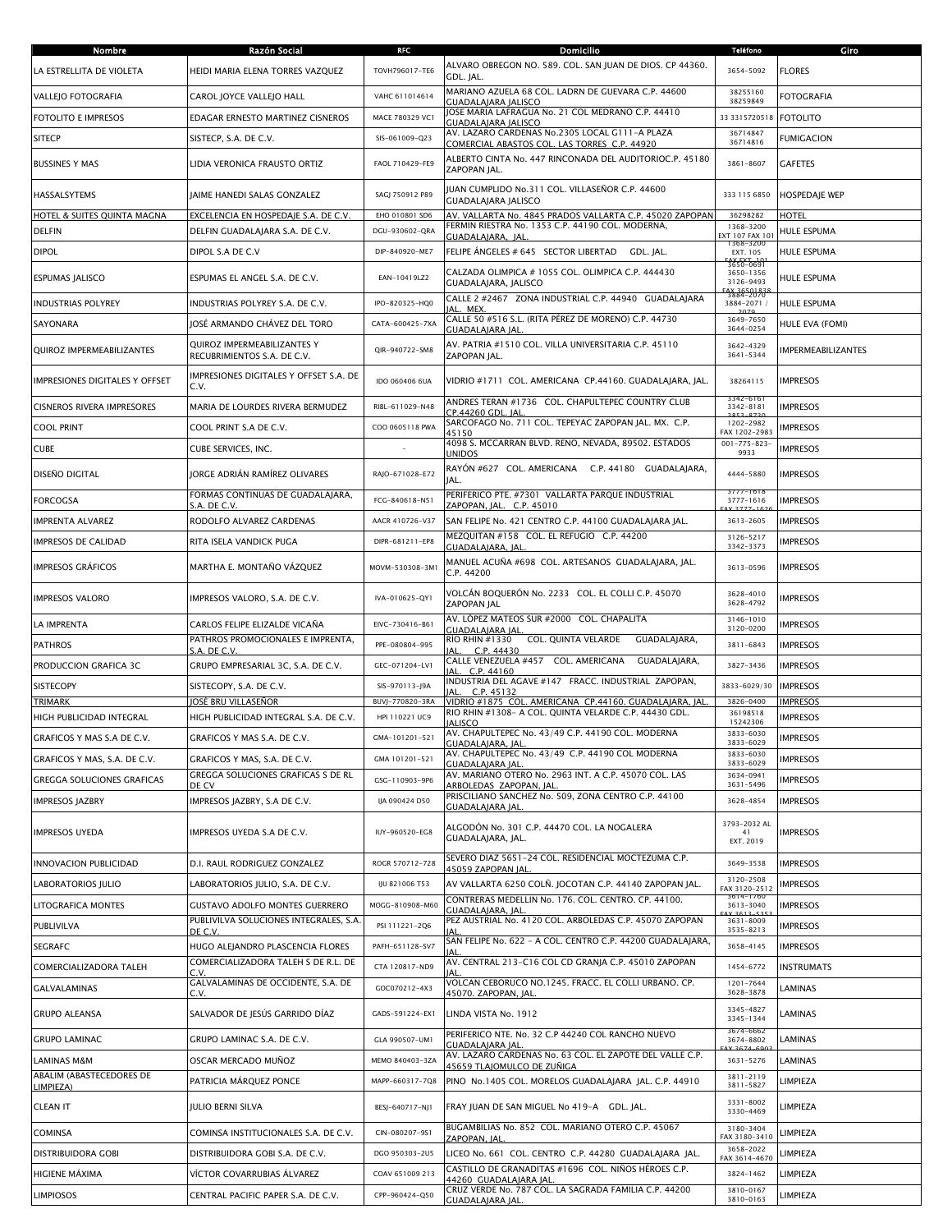| Nombre | Razón Social | RFC | Domicilio | Teléfono | Giro |
|---|---|---|---|---|---|
| LA ESTRELLITA DE VIOLETA | HEIDI MARIA ELENA TORRES VAZQUEZ | TOVH796017-TE6 | ALVARO OBREGON NO. 589. COL. SAN JUAN DE DIOS. CP 44360. GDL. JAL. | 3654-5092 | FLORES |
| VALLEJO FOTOGRAFIA | CAROL JOYCE VALLEJO HALL | VAHC 611014614 | MARIANO AZUELA 68 COL. LADRN DE GUEVARA C.P. 44600 GUADALAJARA JALISCO | 38255160 38259849 | FOTOGRAFIA |
| FOTOLITO E IMPRESOS | EDAGAR ERNESTO MARTINEZ CISNEROS | MACE 780329 VC1 | JOSE MARIA LAFRAGUA No. 21 COL MEDRANO C.P. 44410 GUADALAJARA JALISCO | 33 3315720518 | FOTOLITO |
| SITECP | SISTECP, S.A. DE C.V. | SIS-061009-Q23 | AV. LAZARO CARDENAS No.2305 LOCAL G111-A PLAZA COMERCIAL ABASTOS COL. LAS TORRES C.P. 44920 | 36714847 36714816 | FUMIGACION |
| BUSSINES Y MAS | LIDIA VERONICA FRAUSTO ORTIZ | FAOL 710429-FE9 | ALBERTO CINTA No. 447 RINCONADA DEL AUDITORIOC.P. 45180 ZAPOPAN JAL. | 3861-8607 | GAFETES |
| HASSALSYTEMS | JAIME HANEDI SALAS GONZALEZ | SAGJ 750912 P89 | JUAN CUMPLIDO No.311 COL. VILLASEÑOR C.P. 44600 GUADALAJARA JALISCO | 333 115 6850 | HOSPEDAJE WEP |
| HOTEL & SUITES QUINTA MAGNA | EXCELENCIA EN HOSPEDAJE S.A. DE C.V. | EHO 010801 SD6 | AV. VALLARTA No. 4845 PRADOS VALLARTA C.P. 45020 ZAPOPAN | 36298282 | HOTEL |
| DELFIN | DELFIN GUADALAJARA S.A. DE C.V. | DGU-930602-QRA | FERMIN RIESTRA No. 1353 C.P. 44190 COL. MODERNA, GUADALAJARA, JAL. | 1368-3200 EXT 107 FAX 101 | HULE ESPUMA |
| DIPOL | DIPOL S.A DE C.V | DIP-840920-ME7 | FELIPE ÁNGELES # 645 SECTOR LIBERTAD GDL. JAL. | 1368-3200 EXT. 105 FAX EXT. 101 | HULE ESPUMA |
| ESPUMAS JALISCO | ESPUMAS EL ANGEL S.A. DE C.V. | EAN-10419LZ2 | CALZADA OLIMPICA # 1055 COL. OLIMPICA C.P. 444430 GUADALAJARA, JALISCO | 3650-0691 3650-1356 3126-9493 FAX 36501838 | HULE ESPUMA |
| INDUSTRIAS POLYREY | INDUSTRIAS POLYREY S.A. DE C.V. | IPO-820325-HQ0 | CALLE 2 #2467 ZONA INDUSTRIAL C.P. 44940 GUADALAJARA JAL. MEX. | 3884-2070 3884-2071 / 2079 | HULE ESPUMA |
| SAYONARA | JOSÉ ARMANDO CHÁVEZ DEL TORO | CATA-600425-7XA | CALLE 50 #516 S.L. (RITA PÉREZ DE MORENO) C.P. 44730 GUADALAJARA JAL. | 3649-7650 3644-0254 | HULE EVA (FOMI) |
| QUIROZ IMPERMEABILIZANTES | QUIROZ IMPERMEABILIZANTES Y RECUBRIMIENTOS S.A. DE C.V. | QIR-940722-SM8 | AV. PATRIA #1510 COL. VILLA UNIVERSITARIA C.P. 45110 ZAPOPAN JAL. | 3642-4329 3641-5344 | IMPERMEABILIZANTES |
| IMPRESIONES DIGITALES Y OFFSET | IMPRESIONES DIGITALES Y OFFSET S.A. DE C.V. | IDO 060406 6UA | VIDRIO #1711 COL. AMERICANA CP.44160. GUADALAJARA, JAL. | 38264115 | IMPRESOS |
| CISNEROS RIVERA IMPRESORES | MARIA DE LOURDES RIVERA BERMUDEZ | RIBL-611029-N48 | ANDRES TERAN #1736 COL. CHAPULTEPEC COUNTRY CLUB CP.44260 GDL. JAL. | 3342-6161 3342-8181 3853-8730 | IMPRESOS |
| COOL PRINT | COOL PRINT S.A DE C.V. | COO 0605118 PWA | SARCOFAGO No. 711 COL. TEPEYAC ZAPOPAN JAL. MX. C.P. 45150 | 1202-2982 FAX 1202-2983 | IMPRESOS |
| CUBE | CUBE SERVICES, INC. | - | 4098 S. MCCARRAN BLVD. RENO, NEVADA, 89502. ESTADOS UNIDOS | 001-775-823-9933 | IMPRESOS |
| DISEÑO DIGITAL | JORGE ADRIÁN RAMÍREZ OLIVARES | RAJO-671028-E72 | RAYÓN #627 COL. AMERICANA C.P. 44180 GUADALAJARA, JAL. | 4444-5880 | IMPRESOS |
| FORCOGSA | FORMAS CONTINUAS DE GUADALAJARA, S.A. DE C.V. | FCG-840618-NS1 | PERIFERICO PTE. #7301 VALLARTA PARQUE INDUSTRIAL ZAPOPAN, JAL. C.P. 45010 | 3777-1618 3777-1616 FAX 3777-1626 | IMPRESOS |
| IMPRENTA ALVAREZ | RODOLFO ALVAREZ CARDENAS | AACR 410726-V37 | SAN FELIPE No. 421 CENTRO C.P. 44100 GUADALAJARA JAL. | 3613-2605 | IMPRESOS |
| IMPRESOS DE CALIDAD | RITA ISELA VANDICK PUGA | DIPR-681211-EP8 | MEZQUITAN #158 COL. EL REFUGIO C.P. 44200 GUADALAJARA, JAL. | 3126-5217 3342-3373 | IMPRESOS |
| IMPRESOS GRÁFICOS | MARTHA E. MONTAÑO VÁZQUEZ | MOVM-530308-3M1 | MANUEL ACUÑA #698 COL. ARTESANOS GUADALAJARA, JAL. C.P. 44200 | 3613-0596 | IMPRESOS |
| IMPRESOS VALORO | IMPRESOS VALORO, S.A. DE C.V. | IVA-010625-QY1 | VOLCÁN BOQUERÓN No. 2233 COL. EL COLLI C.P. 45070 ZAPOPAN JAL | 3628-4010 3628-4792 | IMPRESOS |
| LA IMPRENTA | CARLOS FELIPE ELIZALDE VICAÑA | EIVC-730416-B61 | AV. LÓPEZ MATEOS SUR #2000 COL. CHAPALITA GUADALAJARA JAL. | 3146-1010 3120-0200 | IMPRESOS |
| PATHROS | PATHROS PROMOCIONALES E IMPRENTA, S.A. DE C.V. | PPE-080804-995 | RIO RHIN #1330 COL. QUINTA VELARDE GUADALAJARA, JAL. C.P. 44430 | 3811-6843 | IMPRESOS |
| PRODUCCION GRAFICA 3C | GRUPO EMPRESARIAL 3C, S.A. DE C.V. | GEC-071204-LV1 | CALLE VENEZUELA #457 COL. AMERICANA GUADALAJARA, JAL. C.P. 44160 | 3827-3436 | IMPRESOS |
| SISTECOPY | SISTECOPY, S.A. DE C.V. | SIS-970113-J9A | INDUSTRIA DEL AGAVE #147 FRACC. INDUSTRIAL ZAPOPAN, JAL. C.P. 45132 | 3833-6029/30 | IMPRESOS |
| TRIMARK | JOSÉ BRU VILLASEÑOR | BUVJ-770820-3RA | VIDRIO #1875 COL. AMERICANA CP.44160. GUADALAJARA, JAL. | 3826-0400 | IMPRESOS |
| HIGH PUBLICIDAD INTEGRAL | HIGH PUBLICIDAD INTEGRAL S.A. DE C.V. | HPI 110221 UC9 | RIO RHIN #1308- A COL. QUINTA VELARDE C.P. 44430 GDL. JALISCO | 36198518 15242306 | IMPRESOS |
| GRAFICOS Y MAS S.A DE C.V. | GRAFICOS Y MAS S.A. DE C.V. | GMA-101201-521 | AV. CHAPULTEPEC No. 43/49 C.P. 44190 COL. MODERNA GUADALAJARA, JAL. | 3833-6030 3833-6029 | IMPRESOS |
| GRAFICOS Y MAS, S.A. DE C.V. | GRAFICOS Y MAS, S.A. DE C.V. | GMA 101201-521 | AV. CHAPULTEPEC No. 43/49 C.P. 44190 COL MODERNA GUADALAJARA JAL. | 3833-6030 3833-6029 | IMPRESOS |
| GREGGA SOLUCIONES GRAFICAS | GREGGA SOLUCIONES GRAFICAS S DE RL DE CV | GSG-110903-9P6 | AV. MARIANO OTERO No. 2963 INT. A C.P. 45070 COL. LAS ARBOLEDAS ZAPOPAN, JAL. | 3634-0941 3631-5496 | IMPRESOS |
| IMPRESOS JAZBRY | IMPRESOS JAZBRY, S.A DE C.V. | IJA 090424 D50 | PRISCILIANO SANCHEZ No. 509, ZONA CENTRO C.P. 44100 GUADALAJARA JAL. | 3628-4854 | IMPRESOS |
| IMPRESOS UYEDA | IMPRESOS UYEDA S.A DE C.V. | IUY-960520-EG8 | ALGODÓN No. 301 C.P. 44470 COL. LA NOGALERA GUADALAJARA, JAL. | 3793-2032 AL 41 EXT. 2019 | IMPRESOS |
| INNOVACION PUBLICIDAD | D.I. RAUL RODRIGUEZ GONZALEZ | ROGR 570712-728 | SEVERO DIAZ 5651-24 COL. RESIDENCIAL MOCTEZUMA C.P. 45059 ZAPOPAN JAL. | 3649-3538 | IMPRESOS |
| LABORATORIOS JULIO | LABORATORIOS JULIO, S.A. DE C.V. | IJU 821006 T53 | AV VALLARTA 6250 COLÑ. JOCOTAN C.P. 44140 ZAPOPAN JAL. | 3120-2508 FAX 3120-2512 | IMPRESOS |
| LITOGRAFICA MONTES | GUSTAVO ADOLFO MONTES GUERRERO | MOGG-810908-M60 | CONTRERAS MEDELLIN No. 176. COL. CENTRO. CP. 44100. GUADALAJARA, JAL. | 3614-1760 3613-3040 FAX 3613-5353 | IMPRESOS |
| PUBLIVILVA | PUBLIVILVA SOLUCIONES INTEGRALES, S.A. DE C.V. | PSI 111221-2Q6 | PEZ AUSTRIAL No. 4120 COL. ARBOLEDAS C.P. 45070 ZAPOPAN JAL. | 3631-8009 3535-8213 | IMPRESOS |
| SEGRAFC | HUGO ALEJANDRO PLASCENCIA FLORES | PAFH-651128-SV7 | SAN FELIPE No. 622 - A COL. CENTRO C.P. 44200 GUADALAJARA, JAL. | 3658-4145 | IMPRESOS |
| COMERCIALIZADORA TALEH | COMERCIALIZADORA TALEH S DE R.L. DE C.V. | CTA 120817-ND9 | AV. CENTRAL 213-C16 COL CD GRANJA C.P. 45010 ZAPOPAN JAL. | 1454-6772 | INSTRUMATS |
| GALVALAMINAS | GALVALAMINAS DE OCCIDENTE, S.A. DE C.V. | GOC070212-4X3 | VOLCAN CEBORUCO NO.1245. FRACC. EL COLLI URBANO. CP. 45070. ZAPOPAN, JAL. | 1201-7644 3628-3878 | LAMINAS |
| GRUPO ALEANSA | SALVADOR DE JESÚS GARRIDO DÍAZ | GADS-591224-EX1 | LINDA VISTA No. 1912 | 3345-4827 3345-1344 | LAMINAS |
| GRUPO LAMINAC | GRUPO LAMINAC S.A. DE C.V. | GLA 990507-UM1 | PERIFERICO NTE. No. 32 C.P 44240 COL RANCHO NUEVO GUADALAJARA JAL. | 3674-6662 3674-8802 FAX 3674-6902 | LAMINAS |
| LAMINAS M&M | OSCAR MERCADO MUÑOZ | MEMO 840403-3ZA | AV. LAZARO CARDENAS No. 63 COL. EL ZAPOTE DEL VALLE C.P. 45659 TLAJOMULCO DE ZUÑIGA | 3631-5276 | LAMINAS |
| ABALIM (ABASTECEDORES DE LIMPIEZA) | PATRICIA MÁRQUEZ PONCE | MAPP-660317-7Q8 | PINO No.1405 COL. MORELOS GUADALAJARA JAL. C.P. 44910 | 3811-2119 3811-5827 | LIMPIEZA |
| CLEAN IT | JULIO BERNI SILVA | BESJ-640717-NJ1 | FRAY JUAN DE SAN MIGUEL No 419-A GDL. JAL. | 3331-8002 3330-4469 | LIMPIEZA |
| COMINSA | COMINSA INSTITUCIONALES S.A. DE C.V. | CIN-080207-9S1 | BUGAMBILIAS No. 852 COL. MARIANO OTERO C.P. 45067 ZAPOPAN, JAL. | 3180-3404 FAX 3180-3410 | LIMPIEZA |
| DISTRIBUIDORA GOBI | DISTRIBUIDORA GOBI S.A. DE C.V. | DGO 950303-2U5 | LICEO No. 661 COL. CENTRO C.P. 44280 GUADALAJARA JAL. | 3658-2022 FAX 3614-4670 | LIMPIEZA |
| HIGIENE MÁXIMA | VÍCTOR COVARRUBIAS ÁLVAREZ | COAV 651009 213 | CASTILLO DE GRANADITAS #1696 COL. NIÑOS HÉROES C.P. 44260 GUADALAJARA JAL. | 3824-1462 | LIMPIEZA |
| LIMPIOSOS | CENTRAL PACIFIC PAPER S.A. DE C.V. | CPP-960424-Q50 | CRUZ VERDE No. 787 COL. LA SAGRADA FAMILIA C.P. 44200 GUADALAJARA JAL. | 3810-0167 3810-0163 | LIMPIEZA |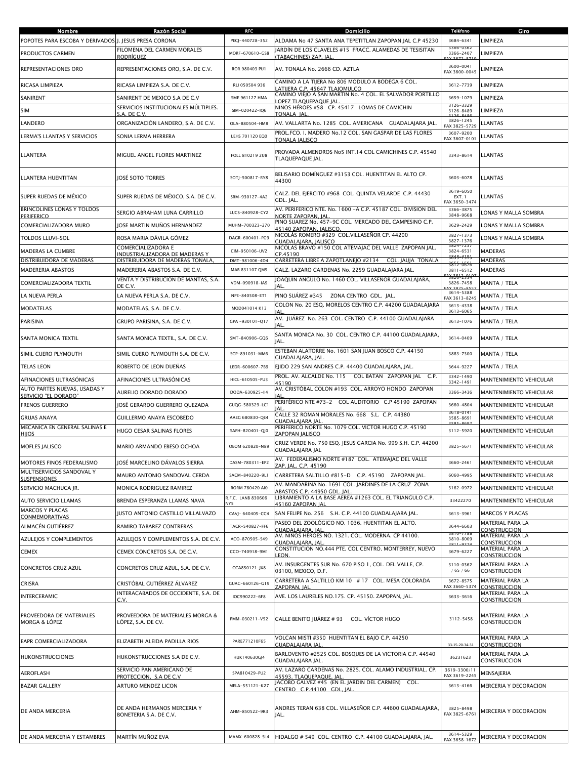| Nombre | Razón Social | RFC | Domicilio | Teléfono | Giro |
|---|---|---|---|---|---|
| POPOTES PARA ESCOBA Y DERIVADOS | J. JESUS PRESA CORONA | PECJ-440728-352 | ALDAMA No 47 SANTA ANA TEPETITLAN ZAPOPAN JAL C.P 45230 | 3684-6341 | LIMPIEZA |
| PRODUCTOS CARMEN | FILOMENA DEL CARMEN MORALES RODRÍGUEZ | MORF-670610-GS8 | JARDÍN DE LOS CLAVELES #15 FRACC. ALAMEDAS DE TESISITAN (TABACHINES) ZAP. JAL. | 3366-0362 3366-2407 FAX 3672-8719 | LIMPIEZA |
| REPRESENTACIONES ORO | REPRESENTACIONES ORO, S.A. DE C.V. | ROR 980403 PU1 | AV. TONALA No. 2666 CD. AZTLA | 3600-0041 FAX 3600-0045 | LIMPIEZA |
| RICASA LIMPIEZA | RICASA LIMPIEZA S.A. DE C.V. | RLI 050504 936 | CAMINO A LA TIJERA No 806 MODULO A BODEGA 6 COL. LATIJERA C.P. 45647 TLAJOMULCO | 3612-7739 | LIMPIEZA |
| SANIRENT | SANIRENT DE MEXICO S.A DE C.V | SME 961127 HMA | CAMINO VIEJO A SAN MARTIN No. 4 COL. EL SALVADOR PORTILLO LOPEZ TLAQUEPAQUE JAL. | 3659-1079 | LIMPIEZA |
| SIM | SERVICIOS INSTITUCIONALES MÚLTIPLES. S.A. DE C.V. | SIM-020422-IQ6 | NIÑOS HÉROES #58 CP. 45417 LOMAS DE CAMICHIN TONALA JAL. | 3126-3329 3126-8489 3126-8486 | LIMPIEZA |
| LANDERO | ORGANIZACIÓN LANDERO, S.A. DE C.V. | OLA-880504-HM8 | AV. VALLARTA No. 1285 COL. AMERICANA GUADALAJARA JAL. | 3826-1245 FAX 3825-5729 | LLANTAS |
| LERMA'S LLANTAS Y SERVICIOS | SONIA LERMA HERRERA | LEHS 701120 EQ0 | PROL.FCO. I. MADERO No.12 COL. SAN GASPAR DE LAS FLORES TONALA JALISCO | 3607-9200 FAX 3607-0101 | LLANTAS |
| LLANTERA | MIGUEL ANGEL FLORES MARTINEZ | FOLL 810219 2U8 | PROVADA ALMENDROS No5 INT.14 COL CAMICHINES C.P. 45540 TLAQUEPAQUE JAL. | 3343-8614 | LLANTAS |
| LLANTERA HUENTITAN | JOSÉ SOTO TORRES | SOTJ-500817-RY8 | BELISARIO DOMÍNGUEZ #3153 COL. HUENTITAN EL ALTO CP. 44300 | 3603-6078 | LLANTAS |
| SUPER RUEDAS DE MÉXICO | SUPER RUEDAS DE MÉXICO, S.A. DE C.V. | SRM-930127-4A2 | CALZ. DEL EJERCITO #968 COL. QUINTA VELARDE C.P. 44430 GDL. JAL. | 3619-6050 EXT. 1 FAX 3650-3474 | LLANTAS |
| BRINCOLINES LONAS Y TOLDOS PERIFERICO | SERGIO ABRAHAM LUNA CARRILLO | LUCS-840928-CY2 | AV. PERIFERICO NTE. No. 1600 -A C.P. 45187 COL. DIVISION DEL NORTE ZAPOPAN, JAL. | 3366-3875 3848-9668 | LONAS Y MALLA SOMBRA |
| COMERCIALIZADORA MURO | JOSE MARTIN MUÑOS HERNANDEZ | MUHM-700323-270 | PINO SUAREZ No. 457-9C COL. MERCADO DEL CAMPESINO C.P. 45140 ZAPOPAN, JALISCO. | 3629-2429 | LONAS Y MALLA SOMBRA |
| TOLDOS LLUVI-SOL | ROSA MARIA DÁVILA GÓMEZ | DAGR-600401-PG9 | NICOLÁS ROMERO #329 COL.VILLASEÑOR CP. 44200 GUADALAJARA, JALISCO | 3827-1373 3827-1376 | LONAS Y MALLA SOMBRA |
| MADERAS LA CUMBRE | COMERCIALIZADORA E INDUSTRIALIZADORA DE MADERAS Y | CIM-950106-UV2 | NICOLAS BRAVO #150 COL ATEMAJAC DEL VALLE ZAPOPAN JAL. CP.45190 | 3824-7257 3824-6531 3823-0212 | MADERAS |
| DISTRIBUIDORA DE MADERAS | DISTRIBUIDORA DE MADERAS TONALA, | DMT-981006-4D4 | CARRETERA LIBRE A ZAPOTLANEJO #2134 COL. JAUJA TONALA | 3635-4191 | MADERAS |
| MADERERIA ABASTOS | MADERERIA ABASTOS S.A. DE C.V. | MAB 831107 QM5 | CALZ. LAZARO CARDENAS No. 2259 GUADALAJARA JAL. | 3812-0676 3811-6512 FAX 3812-0107 | MADERAS |
| COMERCIALIZADORA TEXTIL | VENTA Y DISTRIBUCION DE MANTAS, S.A. DE C.V. | VDM-090918-IA9 | JOAQUÍN ANGULO No. 1460 COL. VILLASEÑOR GUADALAJARA, JAL. | 3826-2334 3826-7458 FAX 3825-8557 | MANTA / TELA |
| LA NUEVA PERLA | LA NUEVA PERLA S.A. DE C.V. | NPE-840508-ET1 | PINO SUÁREZ #345 ZONA CENTRO GDL. JAL. | 3614-5388 FAX 3613-8245 | MANTA / TELA |
| MODATELAS | MODATELAS, S.A. DE C.V. | MOD041014 K13 | COLON No. 20 ESQ. MORELOS CENTRO C.P. 44200 GUADALAJARA JAL. | 3613-4338 3613-6065 | MANTA / TELA |
| PARISINA | GRUPO PARISINA, S.A. DE C.V. | GPA -930101-Q17 | AV. JUÁREZ No. 263 COL. CENTRO C.P. 44100 GUADALAJARA JAL. | 3613-1076 | MANTA / TELA |
| SANTA MONICA TEXTIL | SANTA MONICA TEXTIL, S.A. DE C.V. | SMT-840906-GQ6 | SANTA MONICA No. 30 COL. CENTRO C.P. 44100 GUADALAJARA, JAL. | 3614-0409 | MANTA / TELA |
| SIMIL CUERO PLYMOUTH | SIMIL CUERO PLYMOUTH S.A. DE C.V. | SCP-891031-MM6 | ESTEBAN ALATORRE No. 1601 SAN JUAN BOSCO C.P. 44150 GUADALAJARA, JAL. | 3883-7300 | MANTA / TELA |
| TELAS LEON | ROBERTO DE LEON DUEÑAS | LEDR-600607-7B9 | EJIDO 229 SAN ANDRES C.P. 44400 GUADALAJARA, JAL. | 3644-9227 | MANTA / TELA |
| AFINACIONES ULTRASÓNICAS | AFINACIONES ULTRASÓNICAS | HICL-610505-PU3 | PROL. AV. ALCALDE No. 115 COL BATAN ZAPOPAN JAL C.P. 45190 | 3342-1490 3342-1491 | MANTENIMIENTO VEHICULAR |
| AUTO PARTES NUEVAS, USADAS Y SERVICIO "EL DORADO" | AURELIO DORADO DORADO | DODA-630925-II4 | AV. CRISTÓBAL COLON #193 COL. ARROYO HONDO ZAPOPAN JAL. | 3366-3436 | MANTENIMIENTO VEHICULAR |
| FRENOS GUERRERO | JOSÉ GERARDO GUERRERO QUEZADA | GUQG-580329-LC1 | PERIFÉRICO NTE #73-2 COL AUDITORIO C.P 45190 ZAPOPAN JAL. | 3660-4804 | MANTENIMIENTO VEHICULAR |
| GRUAS ANAYA | GUILLERMO ANAYA ESCOBEDO | AAEG 680830-QE4 | CALLE 32 ROMAN MORALES No. 668 S.L. C.P. 44380 GUADALAJARA JAL. | 3618-0141 3585-8691 3585-8692 | MANTENIMIENTO VEHICULAR |
| MECANICA EN GENERAL SALINAS E HIJOS | HUGO CESAR SALINAS FLORES | SAFH-820401-QJ0 | PERIFERICO NORTE No. 1079 COL. VICTOR HUGO C.P. 45190 ZAPOPAN JALISCO | 3112-5920 | MANTENIMIENTO VEHICULAR |
| MOFLES JALISCO | MARIO ARMANDO EBESO OCHOA | OEOM 620820-N89 | CRUZ VERDE No. 750 ESQ. JESUS GARCIA No. 999 S.H. C.P. 44200 GUADALAJARA JAL | 3825-5671 | MANTENIMIENTO VEHICULAR |
| MOTORES FINOS FEDERALISMO | JOSÉ MARCELINO DÁVALOS SIERRA | DASM-780311-EP2 | AV. FEDERALISMO NORTE #187 COL. ATEMAJAC DEL VALLE ZAP. JAL. C.P. 45190 | 3660-2461 | MANTENIMIENTO VEHICULAR |
| MULTISERVICIOS SANDOVAL Y SUSPENSIONES | MAURO ANTONIO SANDOVAL CERDA | SACM-840220-9L1 | CARRETERA SALTILLO #815-D C.P. 45190 ZAPOPAN JAL. | 6060-4995 | MANTENIMIENTO VEHICULAR |
| SERVICIO MACHUCA JR. | MONICA RODRIGUEZ RAMIREZ | RORM 780420 AI0 | AV. MANDARINA No. 1691 COL. JARDINES DE LA CRUZ ZONA ABASTOS C.P. 44950 GDL. JAL. | 3162-0972 | MANTENIMIENTO VEHICULAR |
| AUTO SERVICIO LLAMAS | BRENDA ESPERANZA LLAMAS NAVA | R.F.C. LANB 830606 NY5 | LIBRAMIENTO A LA BASE AEREA #1263 COL. EL TRIANGULO C.P. 45160 ZAPOPAN JAL | 33422270 | MANTENIMIENTO VEHICULAR |
| MARCOS Y PLACAS CONMEMORATIVAS | JUSTO ANTONIO CASTILLO VILLALVAZO | CAVJ- 640405-CC4 | SAN FELIPE No. 256 S.H. C.P. 44100 GUADALAJARA JAL. | 3613-3961 | MARCOS Y PLACAS |
| ALMACÉN GUTIÉRREZ | RAMIRO TABAREZ CONTRERAS | TACR-540827-FF6 | PASEO DEL ZOOLÓGICO NO. 1036. HUENTITAN EL ALTO. GUADALAJARA, JAL. | 3644-6603 | MATERIAL PARA LA CONSTRUCCION |
| AZULEJOS Y COMPLEMENTOS | AZULEJOS Y COMPLEMENTOS S.A. DE C.V. | ACO-870505-S49 | AV. NIÑOS HÉROES NO. 1321. COL. MODERNA. CP 44100. GUADALAJARA, JAL. | 3810-7788 3810-8009 3811-9374 | MATERIAL PARA LA CONSTRUCCION |
| CEMEX | CEMEX CONCRETOS S.A. DE C.V. | CCO-740918-9M1 | CONSTITUCION NO.444 PTE. COL CENTRO. MONTERREY, NUEVO LEON. | 3679-6227 | MATERIAL PARA LA CONSTRUCCION |
| CONCRETOS CRUZ AZUL | CONCRETOS CRUZ AZUL, S.A. DE C.V. | CCA850121-JX8 | AV. INSURGENTES SUR No. 670 PISO 1, COL. DEL VALLE, CP. 03100, MEXICO, D.F. | 3110-0362 / 65 / 66 | MATERIAL PARA LA CONSTRUCCION |
| CRISRA | CRISTÓBAL GUTIÉRREZ ÁLVAREZ | GUAC-660126-G19 | CARRETERA A SALTILLO KM 10 # 17 COL. MESA COLORADA ZAPOPAN, JAL. | 3672-8575 FAX 3660-5374 | MATERIAL PARA LA CONSTRUCCION |
| INTERCERAMIC | INTERACABADOS DE OCCIDENTE, S.A. DE C.V. | IOC990222-6F8 | AVE. LOS LAURELES NO.175. CP. 45150. ZAPOPAN, JAL. | 3633-3616 | MATERIAL PARA LA CONSTRUCCION |
| PROVEEDORA DE MATERIALES MORGA & LÓPEZ | PROVEEDORA DE MATERIALES MORGA & LÓPEZ, S.A. DE CV. | PMM-030211-V52 | CALLE BENITO JUÁREZ # 93 COL. VÍCTOR HUGO | 3112-5458 | MATERIAL PARA LA CONSTRUCCION |
| EAPR COMERCIALIZADORA | ELIZABETH ALEIDA PADILLA RIOS | PARE771210F65 | VOLCAN MISTI #350 HUENTITAN EL BAJO C.P. 44250 GUADALAJARA JAL. | 33-15-20-34-31 | MATERIAL PARA LA CONSTRUCCION |
| HUKONSTRUCCIONES | HUKONSTRUCCIONES S.A DE C.V. | HUK140630GJ4 | BARLOVENTO #2525 COL. BOSQUES DE LA VICTORIA C.P. 44540 GUADALAJARA JAL. | 36231623 | MATERIAL PARA LA CONSTRUCCION |
| AEROFLASH | SERVICIO PAN AMERICANO DE PROTECCION, S.A DE C.V | SPA810429-PU2 | AV. LAZARO CARDENAS No. 2825. COL. ALAMO INDUSTRIAL. CP. 45593. TLAQUEPAQUE, JAL. | 3619-3300/11 FAX 3619-2245 | MENSAJERIA |
| BAZAR GALLERY | ARTURO MENDEZ LICON | MELA-551121-K27 | JACOBO GALVEZ #45 (EN EL JARDIN DEL CARMEN) COL. CENTRO C.P.44100 GDL, JAL. | 3613-4166 | MERCERIA Y DECORACION |
| DE ANDA MERCERIA | DE ANDA HERMANOS MERCERIA Y BONETERIA S.A. DE C.V. | AHM-850522-9R3 | ANDRES TERAN 638 COL. VILLASEÑOR C.P. 44600 GUADALAJARA, JAL. | 3825-8498 FAX 3825-6761 | MERCERIA Y DECORACION |
| DE ANDA MERCERIA Y ESTAMBRES | MARTÍN MUÑOZ EVA | MAMX-600828-SL4 | HIDALGO # 549 COL. CENTRO C.P. 44100 GUADALAJARA, JAL. | 3614-5329 FAX 3658-1672 | MERCERIA Y DECORACION |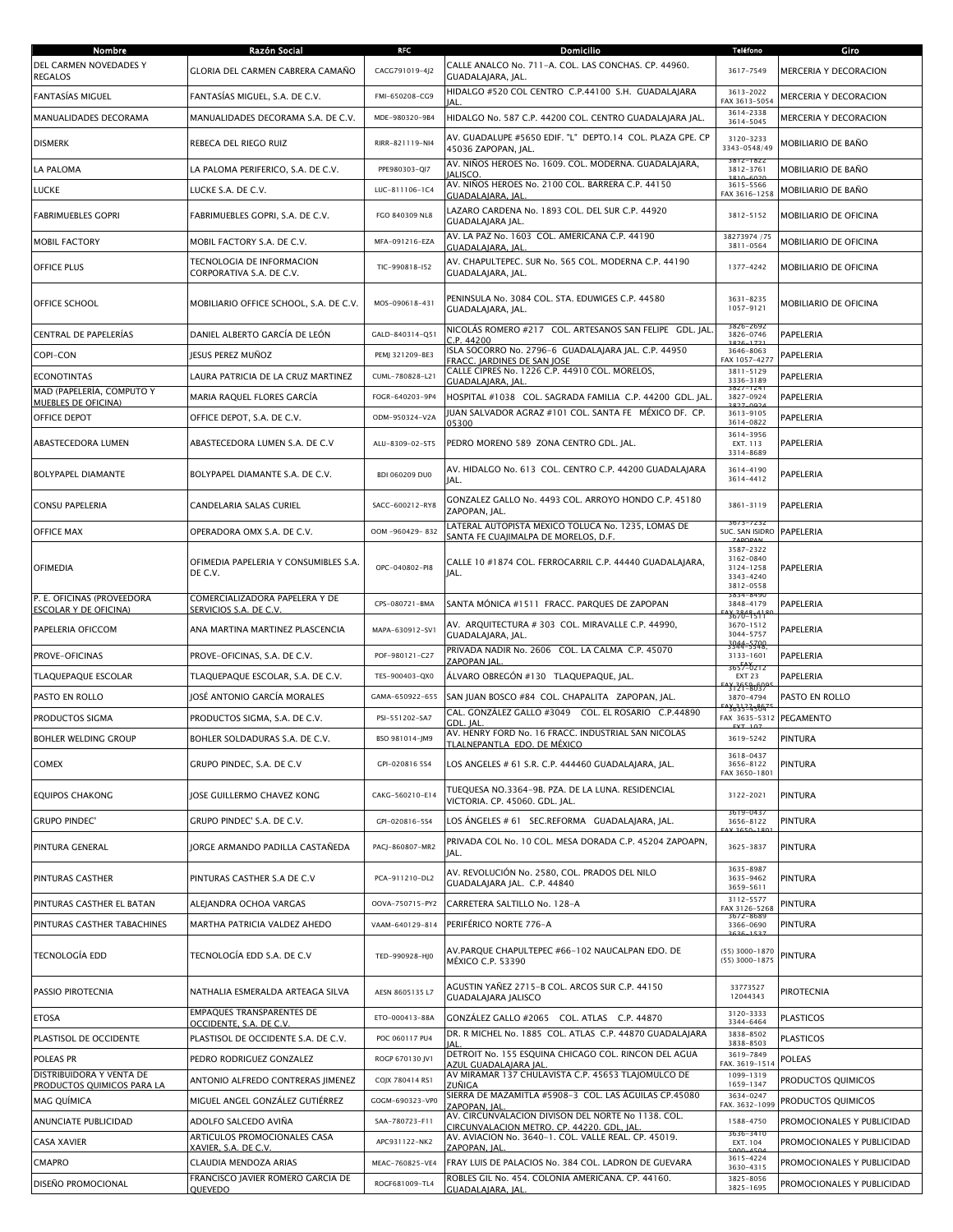| Nombre | Razón Social | RFC | Domicilio | Teléfono | Giro |
|---|---|---|---|---|---|
| DEL CARMEN NOVEDADES Y REGALOS | GLORIA DEL CARMEN CABRERA CAMAÑO | CACG791019-4J2 | CALLE ANALCO No. 711-A. COL. LAS CONCHAS. CP. 44960. GUADALAJARA, JAL. | 3617-7549 | MERCERIA Y DECORACION |
| FANTASÍAS MIGUEL | FANTASÍAS MIGUEL, S.A. DE C.V. | FMI-650208-CG9 | HIDALGO #520 COL CENTRO C.P.44100 S.H. GUADALAJARA JAL. | 3613-2022 FAX 3613-5054 | MERCERIA Y DECORACION |
| MANUALIDADES DECORAMA | MANUALIDADES DECORAMA S.A. DE C.V. | MDE-980320-9B4 | HIDALGO No. 587 C.P. 44200 COL. CENTRO GUADALAJARA JAL. | 3614-2338 3614-5045 | MERCERIA Y DECORACION |
| DISMERK | REBECA DEL RIEGO RUIZ | RIRR-821119-NI4 | AV. GUADALUPE #5650 EDIF. "L" DEPTO.14 COL. PLAZA GPE. CP 45036 ZAPOPAN, JAL. | 3120-3233 3343-0548/49 | MOBILIARIO DE BAÑO |
| LA PALOMA | LA PALOMA PERIFERICO, S.A. DE C.V. | PPE980303-QI7 | AV. NIÑOS HEROES No. 1609. COL. MODERNA. GUADALAJARA, JALISCO. | 3812-1822 3812-3761 3810-6020 | MOBILIARIO DE BAÑO |
| LUCKE | LUCKE S.A. DE C.V. | LUC-811106-1C4 | AV. NIÑOS HEROES No. 2100 COL. BARRERA C.P. 44150 GUADALAJARA, JAL. | 3615-5566 FAX 3616-1258 | MOBILIARIO DE BAÑO |
| FABRIMUEBLES GOPRI | FABRIMUEBLES GOPRI, S.A. DE C.V. | FGO 840309 NL8 | LAZARO CARDENA No. 1893 COL. DEL SUR C.P. 44920 GUADALAJARA JAL. | 3812-5152 | MOBILIARIO DE OFICINA |
| MOBIL FACTORY | MOBIL FACTORY S.A. DE C.V. | MFA-091216-EZA | AV. LA PAZ No. 1603 COL. AMERICANA C.P. 44190 GUADALAJARA, JAL. | 38273974 /75 3811-0564 | MOBILIARIO DE OFICINA |
| OFFICE PLUS | TECNOLOGIA DE INFORMACION CORPORATIVA S.A. DE C.V. | TIC-990818-IS2 | AV. CHAPULTEPEC. SUR No. 565 COL. MODERNA C.P. 44190 GUADALAJARA, JAL. | 1377-4242 | MOBILIARIO DE OFICINA |
| OFFICE SCHOOL | MOBILIARIO OFFICE SCHOOL, S.A. DE C.V. | MOS-090618-431 | PENINSULA No. 3084 COL. STA. EDUWIGES C.P. 44580 GUADALAJARA, JAL. | 3631-8235 1057-9121 | MOBILIARIO DE OFICINA |
| CENTRAL DE PAPELERÍAS | DANIEL ALBERTO GARCÍA DE LEÓN | GALD-840314-QS1 | NICOLÁS ROMERO #217 COL. ARTESANOS SAN FELIPE GDL. JAL. C.P. 44200 | 3826-2692 3826-0746 3826-1721 | PAPELERIA |
| COPI-CON | JESUS PEREZ MUÑOZ | PEMJ 321209-BE3 | ISLA SOCORRO No. 2796-6 GUADALAJARA JAL. C.P. 44950 FRACC. JARDINES DE SAN JOSE | 3646-8063 FAX 1057-4277 | PAPELERIA |
| ECONOTINTAS | LAURA PATRICIA DE LA CRUZ MARTINEZ | CUML-780828-L21 | CALLE CIPRES No. 1226 C.P. 44910 COL. MORELOS, GUADALAJARA, JAL. | 3811-5129 3336-3189 | PAPELERIA |
| MAD (PAPELERÍA, COMPUTO Y MUEBLES DE OFICINA) | MARIA RAQUEL FLORES GARCÍA | FOGR-640203-9P4 | HOSPITAL #1038 COL. SAGRADA FAMILIA C.P. 44200 GDL. JAL. | 3827-1241 3827-0924 3827-0974 | PAPELERIA |
| OFFICE DEPOT | OFFICE DEPOT, S.A. DE C.V. | ODM-950324-V2A | JUAN SALVADOR AGRAZ #101 COL. SANTA FE MÉXICO DF. CP. 05300 | 3613-9105 3614-0822 | PAPELERIA |
| ABASTECEDORA LUMEN | ABASTECEDORA LUMEN S.A. DE C.V | ALU-8309-02-ST5 | PEDRO MORENO 589 ZONA CENTRO GDL. JAL. | 3614-3956 EXT. 113 3314-8689 | PAPELERIA |
| BOLYPAPEL DIAMANTE | BOLYPAPEL DIAMANTE S.A. DE C.V. | BDI 060209 DU0 | AV. HIDALGO No. 613 COL. CENTRO C.P. 44200 GUADALAJARA JAL. | 3614-4190 3614-4412 | PAPELERIA |
| CONSU PAPELERIA | CANDELARIA SALAS CURIEL | SACC-600212-RY8 | GONZALEZ GALLO No. 4493 COL. ARROYO HONDO C.P. 45180 ZAPOPAN, JAL. | 3861-3119 | PAPELERIA |
| OFFICE MAX | OPERADORA OMX S.A. DE C.V. | OOM -960429- 832 | LATERAL AUTOPISTA MEXICO TOLUCA No. 1235, LOMAS DE SANTA FE CUAJIMALPA DE MORELOS, D.F. | 3673-7232 SUC. SAN ISIDRO ZAPOPAN | PAPELERIA |
| OFIMEDIA | OFIMEDIA PAPELERIA Y CONSUMIBLES S.A. DE C.V. | OPC-040802-PI8 | CALLE 10 #1874 COL. FERROCARRIL C.P. 44440 GUADALAJARA, JAL. | 3587-2322 3162-0840 3124-1258 3343-4240 3812-0558 | PAPELERIA |
| P. E. OFICINAS (PROVEEDORA ESCOLAR Y DE OFICINA) | COMERCIALIZADORA PAPELERA Y DE SERVICIOS S.A. DE C.V. | CPS-080721-BMA | SANTA MÓNICA #1511 FRACC. PARQUES DE ZAPOPAN | 3834-8490 3848-4179 FAX 3848-4180 | PAPELERIA |
| PAPELERIA OFICCOM | ANA MARTINA MARTINEZ PLASCENCIA | MAPA-630912-SV1 | AV. ARQUITECTURA # 303 COL. MIRAVALLE C.P. 44990, GUADALAJARA, JAL. | 3670-1511 3670-1512 3044-5757 3044-5700 | PAPELERIA |
| PROVE-OFICINAS | PROVE-OFICINAS, S.A. DE C.V. | POF-980121-C27 | PRIVADA NADIR No. 2606 COL. LA CALMA C.P. 45070 ZAPOPAN JAL. | 3344-3348, 3133-1601 FAX | PAPELERIA |
| TLAQUEPAQUE ESCOLAR | TLAQUEPAQUE ESCOLAR, S.A. DE C.V. | TES-900403-QX0 | ÁLVARO OBREGÓN #130 TLAQUEPAQUE, JAL. | 3657-0212 EXT 23 FAX 3659-6005 | PAPELERIA |
| PASTO EN ROLLO | JOSÉ ANTONIO GARCÍA MORALES | GAMA-650922-655 | SAN JUAN BOSCO #84 COL. CHAPALITA ZAPOPAN, JAL. | 3121-8037 3870-4794 FAX 3122-8675 | PASTO EN ROLLO |
| PRODUCTOS SIGMA | PRODUCTOS SIGMA, S.A. DE C.V. | PSI-551202-SA7 | CAL. GONZÁLEZ GALLO #3049 COL. EL ROSARIO C.P.44890 GDL. JAL. | 3635-4504 FAX 3635-5312 EXT 107 | PEGAMENTO |
| BOHLER WELDING GROUP | BOHLER SOLDADURAS S.A. DE C.V. | BSO 981014-JM9 | AV. HENRY FORD No. 16 FRACC. INDUSTRIAL SAN NICOLAS TLALNEPANTLA EDO. DE MÉXICO | 3619-5242 | PINTURA |
| COMEX | GRUPO PINDEC, S.A. DE C.V | GPI-020816 5S4 | LOS ANGELES # 61 S.R. C.P. 444460 GUADALAJARA, JAL. | 3618-0437 3656-8122 FAX 3650-1801 | PINTURA |
| EQUIPOS CHAKONG | JOSE GUILLERMO CHAVEZ KONG | CAKG-560210-E14 | TUEQUESA NO.3364-9B. PZA. DE LA LUNA. RESIDENCIAL VICTORIA. CP. 45060. GDL. JAL. | 3122-2021 | PINTURA |
| GRUPO PINDEC' | GRUPO PINDEC' S.A. DE C.V. | GPI-020816-5S4 | LOS ÁNGELES # 61 SEC.REFORMA GUADALAJARA, JAL. | 3619-0437 3656-8122 FAX 3650-1801 | PINTURA |
| PINTURA GENERAL | JORGE ARMANDO PADILLA CASTAÑEDA | PACJ-860807-MR2 | PRIVADA COL No. 10 COL. MESA DORADA C.P. 45204 ZAPOAPN, JAL. | 3625-3837 | PINTURA |
| PINTURAS CASTHER | PINTURAS CASTHER S.A DE C.V | PCA-911210-DL2 | AV. REVOLUCIÓN No. 2580, COL. PRADOS DEL NILO GUADALAJARA JAL. C.P. 44840 | 3635-8987 3635-9462 3659-5611 | PINTURA |
| PINTURAS CASTHER EL BATAN | ALEJANDRA OCHOA VARGAS | OOVA-750715-PY2 | CARRETERA SALTILLO No. 128-A | 3112-5577 FAX 3126-5268 | PINTURA |
| PINTURAS CASTHER TABACHINES | MARTHA PATRICIA VALDEZ AHEDO | VAAM-640129-814 | PERIFÉRICO NORTE 776-A | 3672-8689 3366-0690 3636-1537 | PINTURA |
| TECNOLOGÍA EDD | TECNOLOGÍA EDD S.A. DE C.V | TED-990928-HJ0 | AV.PARQUE CHAPULTEPEC #66-102 NAUCALPAN EDO. DE MÉXICO C.P. 53390 | (55) 3000-1870 (55) 3000-1875 | PINTURA |
| PASSIO PIROTECNIA | NATHALIA ESMERALDA ARTEAGA SILVA | AESN 8605135 L7 | AGUSTIN YAÑEZ 2715-B COL. ARCOS SUR C.P. 44150 GUADALAJARA JALISCO | 33773527 12044343 | PIROTECNIA |
| ETOSA | EMPAQUES TRANSPARENTES DE OCCIDENTE, S.A. DE C.V. | ETO-000413-88A | GONZÁLEZ GALLO #2065 COL. ATLAS C.P. 44870 | 3120-3333 3344-6464 | PLASTICOS |
| PLASTISOL DE OCCIDENTE | PLASTISOL DE OCCIDENTE S.A. DE C.V. | POC 060117 PU4 | DR. R MICHEL No. 1885 COL. ATLAS C.P. 44870 GUADALAJARA JAL. | 3838-8502 3838-8503 | PLASTICOS |
| POLEAS PR | PEDRO RODRIGUEZ GONZALEZ | ROGP 670130 JV1 | DETROIT No. 155 ESQUINA CHICAGO COL. RINCON DEL AGUA AZUL GUADALAJARA JAL. | 3619-7849 FAX. 3619-1514 | POLEAS |
| DISTRIBUIDORA Y VENTA DE PRODUCTOS QUIMICOS PARA LA | ANTONIO ALFREDO CONTRERAS JIMENEZ | COJX 780414 RS1 | AV MIRAMAR 137 CHULAVISTA C.P. 45653 TLAJOMULCO DE ZUÑIGA | 1099-1319 1659-1347 | PRODUCTOS QUIMICOS |
| MAG QUÍMICA | MIGUEL ANGEL GONZÁLEZ GUTIÉRREZ | GOGM-690323-VP0 | SIERRA DE MAZAMITLA #5908-3 COL. LAS ÁGUILAS CP.45080 ZAPOPAN, JAL. | 3634-0247 FAX. 3632-1099 | PRODUCTOS QUIMICOS |
| ANUNCIATE PUBLICIDAD | ADOLFO SALCEDO AVIÑA | SAA-780723-F11 | AV. CIRCUNVALACION DIVISON DEL NORTE No 1138. COL. CIRCUNVALACION METRO. CP. 44220. GDL, JAL. | 1588-4750 | PROMOCIONALES Y PUBLICIDAD |
| CASA XAVIER | ARTICULOS PROMOCIONALES CASA XAVIER, S.A. DE C.V. | APC931122-NK2 | AV. AVIACION No. 3640-1. COL. VALLE REAL. CP. 45019. ZAPOPAN, JAL. | 3636-3410 EXT. 104 5000-4504 | PROMOCIONALES Y PUBLICIDAD |
| CMAPRO | CLAUDIA MENDOZA ARIAS | MEAC-760825-VE4 | FRAY LUIS DE PALACIOS No. 384 COL. LADRON DE GUEVARA | 3615-4224 3630-4315 | PROMOCIONALES Y PUBLICIDAD |
| DISEÑO PROMOCIONAL | FRANCISCO JAVIER ROMERO GARCIA DE QUEVEDO | ROGF681009-TL4 | ROBLES GIL No. 454. COLONIA AMERICANA. CP. 44160. GUADALAJARA, JAL. | 3825-8056 3825-1695 | PROMOCIONALES Y PUBLICIDAD |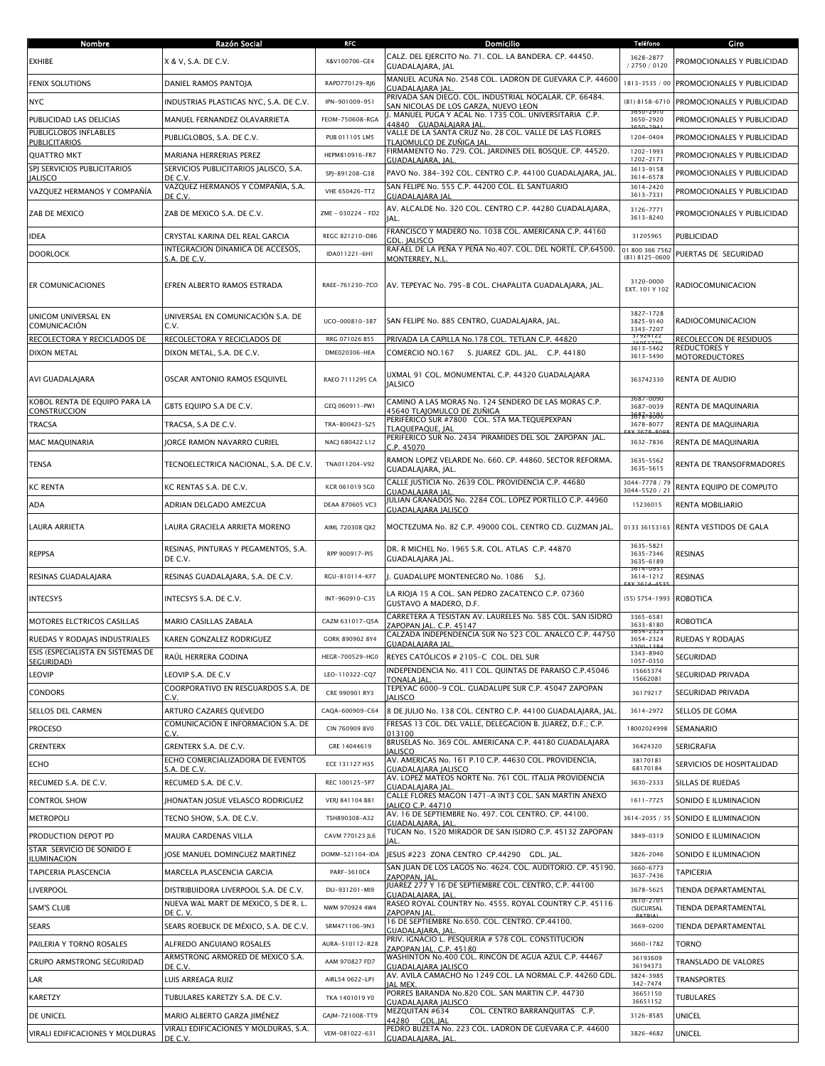| Nombre | Razón Social | RFC | Domicilio | Teléfono | Giro |
|---|---|---|---|---|---|
| EXHIBE | X & V, S.A. DE C.V. | X&V100706-GE4 | CALZ. DEL EJERCITO No. 71. COL. LA BANDERA. CP. 44450. GUADALAJARA, JAL | 3628-2877 / 2750 / 0120 | PROMOCIONALES Y PUBLICIDAD |
| FENIX SOLUTIONS | DANIEL RAMOS PANTOJA | RAPD770129-RJ6 | MANUEL ACUÑA No. 2548 COL. LADRON DE GUEVARA C.P. 44600 GUADALAJARA JAL. | 1813-3535 / 00 | PROMOCIONALES Y PUBLICIDAD |
| NYC | INDUSTRIAS PLASTICAS NYC, S.A. DE C.V. | IPN-901009-951 | PRIVADA SAN DIEGO. COL. INDUSTRIAL NOGALAR. CP. 66484. SAN NICOLAS DE LOS GARZA, NUEVO LEON | (81) 8158-6710 | PROMOCIONALES Y PUBLICIDAD |
| PUBLICIDAD LAS DELICIAS | MANUEL FERNANDEZ OLAVARRIETA | FEOM-750608-RGA | J. MANUEL PUGA Y ACAL No. 1735 COL. UNIVERSITARIA C.P. 44840 GUADALAJARA JAL. | 3650-2910 3650-2920 3650-2941 | PROMOCIONALES Y PUBLICIDAD |
| PUBLIGLOBOS INFLABLES PUBLICITARIOS | PUBLIGLOBOS, S.A. DE C.V. | PUB 011105 LM5 | VALLE DE LA SANTA CRUZ No. 28 COL. VALLE DE LAS FLORES TLAJOMULCO DE ZUÑIGA JAL. | 1204-0404 | PROMOCIONALES Y PUBLICIDAD |
| QUATTRO MKT | MARIANA HERRERIAS PEREZ | HEPM810916-FR7 | FIRMAMENTO No. 729. COL. JARDINES DEL BOSQUE. CP. 44520. GUADALAJARA, JAL. | 1202-1993 1202-2171 | PROMOCIONALES Y PUBLICIDAD |
| SPJ SERVICIOS PUBLICITARIOS JALISCO | SERVICIOS PUBLICITARIOS JALISCO, S.A. DE C.V. | SPJ-891208-G38 | PAVO No. 384-392 COL. CENTRO C.P. 44100 GUADALAJARA, JAL. | 3613-9158 3614-6578 | PROMOCIONALES Y PUBLICIDAD |
| VAZQUEZ HERMANOS Y COMPAÑÍA | VAZQUEZ HERMANOS Y COMPAÑÍA, S.A. DE C.V. | VHE 650426-TT2 | SAN FELIPE No. 555 C.P. 44200 COL. EL SANTUARIO GUADALAJARA JAL | 3614-2420 3613-7331 | PROMOCIONALES Y PUBLICIDAD |
| ZAB DE MEXICO | ZAB DE MEXICO S.A. DE C.V. | ZME - 030224 - FD2 | AV. ALCALDE No. 320 COL. CENTRO C.P. 44280 GUADALAJARA, JAL. | 3126-7771 3613-8240 | PROMOCIONALES Y PUBLICIDAD |
| IDEA | CRYSTAL KARINA DEL REAL GARCIA | REGC 821210-D86 | FRANCISCO Y MADERO No. 1038 COL. AMERICANA C.P. 44160 GDL. JALISCO | 31205965 | PUBLICIDAD |
| DOORLOCK | INTEGRACION DINAMICA DE ACCESOS, S.A. DE C.V. | IDA011221-6H1 | RAFAEL DE LA PEÑA Y PEÑA No.407. COL. DEL NORTE. CP.64500. MONTERREY, N.L. | 01 800 366 7562 (81) 8125-0600 | PUERTAS DE SEGURIDAD |
| ER COMUNICACIONES | EFREN ALBERTO RAMOS ESTRADA | RAEE-761230-7CO | AV. TEPEYAC No. 795-B COL. CHAPALITA GUADALAJARA, JAL. | 3120-0000 EXT. 101 Y 102 | RADIOCOMUNICACION |
| UNICOM UNIVERSAL EN COMUNICACIÓN | UNIVERSAL EN COMUNICACIÓN S.A. DE C.V. | UCO-000810-387 | SAN FELIPE No. 885 CENTRO, GUADALAJARA, JAL. | 3827-1728 3825-9140 3343-7207 | RADIOCOMUNICACION |
| RECOLECTORA Y RECICLADOS DE | RECOLECTORA Y RECICLADOS DE | RRG 071026 B55 | PRIVADA LA CAPILLA No.178 COL. TETLAN C.P. 44820 | 37924122 36052770 | RECOLECCON DE RESIDUOS |
| DIXON METAL | DIXON METAL, S.A. DE C.V. | DME020306-HEA | COMERCIO NO.167 S. JUAREZ GDL. JAL. C.P. 44180 | 3613-5462 3613-5490 | REDUCTORES Y MOTOREDUCTORES |
| AVI GUADALAJARA | OSCAR ANTONIO RAMOS ESQUIVEL | RAEO 7111295 CA | UXMAL 91 COL. MONUMENTAL C.P. 44320 GUADALAJARA JALISCO | 363742330 | RENTA DE AUDIO |
| KOBOL RENTA DE EQUIPO PARA LA CONSTRUCCION | GBTS EQUIPO S.A DE C.V. | GEQ 060911-PW1 | CAMINO A LAS MORAS No. 124 SENDERO DE LAS MORAS C.P. 45640 TLAJOMULCO DE ZUÑIGA | 3687-0090 3687-0039 3687-3181 | RENTA DE MAQUINARIA |
| TRACSA | TRACSA, S.A DE C.V. | TRA-800423-S25 | PERIFERICO SUR #7800 COL. STA MA.TEQUEPEXPAN TLAQUEPAQUE, JAL | 3678-8000 3678-8077 FAX 3678-8098 | RENTA DE MAQUINARIA |
| MAC MAQUINARIA | JORGE RAMON NAVARRO CURIEL | NACJ 680422 L12 | PERIFERICO SUR No. 2434 PIRAMIDES DEL SOL ZAPOPAN JAL. C.P. 45070 | 3632-7836 | RENTA DE MAQUINARIA |
| TENSA | TECNOELECTRICA NACIONAL, S.A. DE C.V. | TNA011204-V92 | RAMON LOPEZ VELARDE No. 660. CP. 44860. SECTOR REFORMA. GUADALAJARA, JAL. | 3635-5562 3635-5615 | RENTA DE TRANSOFRMADORES |
| KC RENTA | KC RENTAS S.A. DE C.V. | KCR 061019 5G0 | CALLE JUSTICIA No. 2639 COL. PROVIDENCIA C.P. 44680 GUADALAJARA JAL. | 3044-7778 / 79 3044-5520 / 21 | RENTA EQUIPO DE COMPUTO |
| ADA | ADRIAN DELGADO AMEZCUA | DEAA 870605 VC3 | JULIAN GRANADOS No. 2284 COL. LOPEZ PORTILLO C.P. 44960 GUADALAJARA JALISCO | 15236015 | RENTA MOBILIARIO |
| LAURA ARRIETA | LAURA GRACIELA ARRIETA MORENO | AIML 720308 QX2 | MOCTEZUMA No. 82 C.P. 49000 COL. CENTRO CD. GUZMAN JAL. | 0133 36153163 | RENTA VESTIDOS DE GALA |
| REPPSA | RESINAS, PINTURAS Y PEGAMENTOS, S.A. DE C.V. | RPP 900917-PI5 | DR. R MICHEL No. 1965 S.R. COL. ATLAS C.P. 44870 GUADALAJARA JAL. | 3635-5821 3635-7346 3635-6189 | RESINAS |
| RESINAS GUADALAJARA | RESINAS GUADALAJARA, S.A. DE C.V. | RGU-810114-KF7 | J. GUADALUPE MONTENEGRO No. 1086 S.J. | 3614-0951 3614-1212 FAX 3614-4535 | RESINAS |
| INTECSYS | INTECSYS S.A. DE C.V. | INT-960910-C35 | LA RIOJA 15 A COL. SAN PEDRO ZACATENCO C.P. 07360 GUSTAVO A MADERO, D.F. | (55) 5754-1993 | ROBOTICA |
| MOTORES ELCTRICOS CASILLAS | MARIO CASILLAS ZABALA | CAZM 631017-Q5A | CARRETERA A TESISTAN AV. LAURELES No. 585 COL. SAN ISIDRO ZAPOPAN JAL. C.P. 45147 | 3365-6581 3633-8180 | ROBOTICA |
| RUEDAS Y RODAJAS INDUSTRIALES | KAREN GONZALEZ RODRIGUEZ | GORK 890902 8Y4 | CALZADA INDEPENDENCIA SUR No 523 COL. ANALCO C.P. 44750 GUADALAJARA JAL. | 3654-2323 3654-2324 1200-1384 | RUEDAS Y RODAJAS |
| ESIS (ESPECIALISTA EN SISTEMAS DE SEGURIDAD) | RAÚL HERRERA GODINA | HEGR-700529-HG0 | REYES CATÓLICOS # 2105-C COL. DEL SUR | 3343-8940 1057-0350 | SEGURIDAD |
| LEOVIP | LEOVIP S.A. DE C.V | LEO-110322-CQ7 | INDEPENDENCIA No. 411 COL. QUINTAS DE PARAISO C.P.45046 TONALA JAL. | 15665374 15662081 | SEGURIDAD PRIVADA |
| CONDORS | COORPORATIVO EN RESGUARDOS S.A. DE C.V. | CRE 990901 RY3 | TEPEYAC 6000-9 COL. GUADALUPE SUR C.P. 45047 ZAPOPAN JALISCO | 36179217 | SEGURIDAD PRIVADA |
| SELLOS DEL CARMEN | ARTURO CAZARES QUEVEDO | CAQA-600909-C64 | 8 DE JULIO No. 138 COL. CENTRO C.P. 44100 GUADALAJARA, JAL. | 3614-2972 | SELLOS DE GOMA |
| PROCESO | COMUNICACIÓN E INFORMACION S.A. DE C.V. | CIN 760909 8V0 | FRESAS 13 COL. DEL VALLE, DELEGACION B. JUAREZ, D.F.; C.P. 013100 | 18002024998 | SEMANARIO |
| GRENTERX | GRENTERX S.A. DE C.V. | GRE 14044619 | BRUSELAS No. 369 COL. AMERICANA C.P. 44180 GUADALAJARA JALISCO | 36424320 | SERIGRAFIA |
| ECHO | ECHO COMERCIALIZADORA DE EVENTOS S.A. DE C.V. | ECE 131127 H35 | AV. AMERICAS No. 161 P.10 C.P. 44630 COL. PROVIDENCIA, GUADALAJARA JALISCO | 38170181 68170184 | SERVICIOS DE HOSPITALIDAD |
| RECUMED S.A. DE C.V. | RECUMED S.A. DE C.V. | REC 100125-5P7 | AV. LOPEZ MATEOS NORTE No. 761 COL. ITALIA PROVIDENCIA GUADALAJARA JAL. | 3630-2333 | SILLAS DE RUEDAS |
| CONTROL SHOW | JHONATAN JOSUE VELASCO RODRIGUEZ | VERJ 841104 B81 | CALLE FLORES MAGON 1471-A INT3 COL. SAN MARTIN ANEXO JALICO C.P. 44710 | 1611-7725 | SONIDO E ILUMINACION |
| METROPOLI | TECNO SHOW, S.A. DE C.V. | TSH890308-A32 | AV. 16 DE SEPTIEMBRE No. 497. COL CENTRO. CP. 44100. GUADALAJARA, JAL. | 3614-2035 / 35 | SONIDO E ILUMINACION |
| PRODUCTION DEPOT PD | MAURA CARDENAS VILLA | CAVM 770123 JL6 | TUCAN No. 1520 MIRADOR DE SAN ISIDRO C.P. 45132 ZAPOPAN JAL. | 3849-0319 | SONIDO E ILUMINACION |
| STAR SERVICIO DE SONIDO E ILUMINACION | JOSE MANUEL DOMINGUEZ MARTINEZ | DOMM-521104-IDA | JESUS #223 ZONA CENTRO CP.44290 GDL. JAL. | 3826-2046 | SONIDO E ILUMINACION |
| TAPICERIA PLASCENCIA | MARCELA PLASCENCIA GARCIA | PARF-3610C4 | SAN JUAN DE LOS LAGOS No. 4624. COL. AUDITORIO. CP. 45190. ZAPOPAN, JAL. | 3660-6773 3637-7436 | TAPICERIA |
| LIVERPOOL | DISTRIBUIDORA LIVERPOOL S.A. DE C.V. | DLI-931201-MI9 | JUAREZ 277 Y 16 DE SEPTIEMBRE COL. CENTRO, C.P. 44100 GUADALAJARA, JAL. | 3678-5625 | TIENDA DEPARTAMENTAL |
| SAM'S CLUB | NUEVA WAL MART DE MEXICO, S DE R. L. DE C. V. | NWM 970924 4W4 | RASEO ROYAL COUNTRY No. 4555. ROYAL COUNTRY C.P. 45116 ZAPOPAN JAL. | 3610-2701 (SUCURSAL PATRIA) | TIENDA DEPARTAMENTAL |
| SEARS | SEARS ROEBUCK DE MÉXICO, S.A. DE C.V. | SRM471106-9N3 | 16 DE SEPTIEMBRE No.650. COL. CENTRO. CP.44100. GUADALAJARA, JAL. | 3669-0200 | TIENDA DEPARTAMENTAL |
| PAILERIA Y TORNO ROSALES | ALFREDO ANGUIANO ROSALES | AURA-510112-R28 | PRIV. IGNACIO L. PESQUERIA # 578 COL. CONSTITUCION ZAPOPAN JAL. C.P. 45180 | 3660-1782 | TORNO |
| GRUPO ARMSTRONG SEGURIDAD | ARMSTRONG ARMORED DE MEXICO S.A. DE C.V. | AAM 970827 FD7 | WASHINTON No.400 COL. RINCON DE AGUA AZUL C.P. 44467 GUADALAJARA JALISCO | 36193609 36194373 | TRANSLADO DE VALORES |
| LAR | LUIS ARREAGA RUIZ | AIRL54 0622-LP1 | AV. AVILA CAMACHO No 1249 COL. LA NORMAL C.P. 44260 GDL. JAL MEX. | 3824-3985 342-7474 | TRANSPORTES |
| KARETZY | TUBULARES KARETZY S.A. DE C.V. | TKA 1401019 Y0 | PORRES BARANDA No.820 COL. SAN MARTIN C.P. 44730 GUADALAJARA JALISCO | 36651150 36651152 | TUBULARES |
| DE UNICEL | MARIO ALBERTO GARZA JIMÉNEZ | GAJM-721008-TT9 | MEZQUITAN #634 COL. CENTRO BARRANQUITAS C.P. 44280 GDL.JAL | 3126-8585 | UNICEL |
| VIRALI EDIFICACIONES Y MOLDURAS | VIRALI EDIFICACIONES Y MOLDURAS, S.A. DE C.V. | VEM-081022-631 | PEDRO BUZETA No. 223 COL. LADRON DE GUEVARA C.P. 44600 GUADALAJARA, JAL. | 3826-4682 | UNICEL |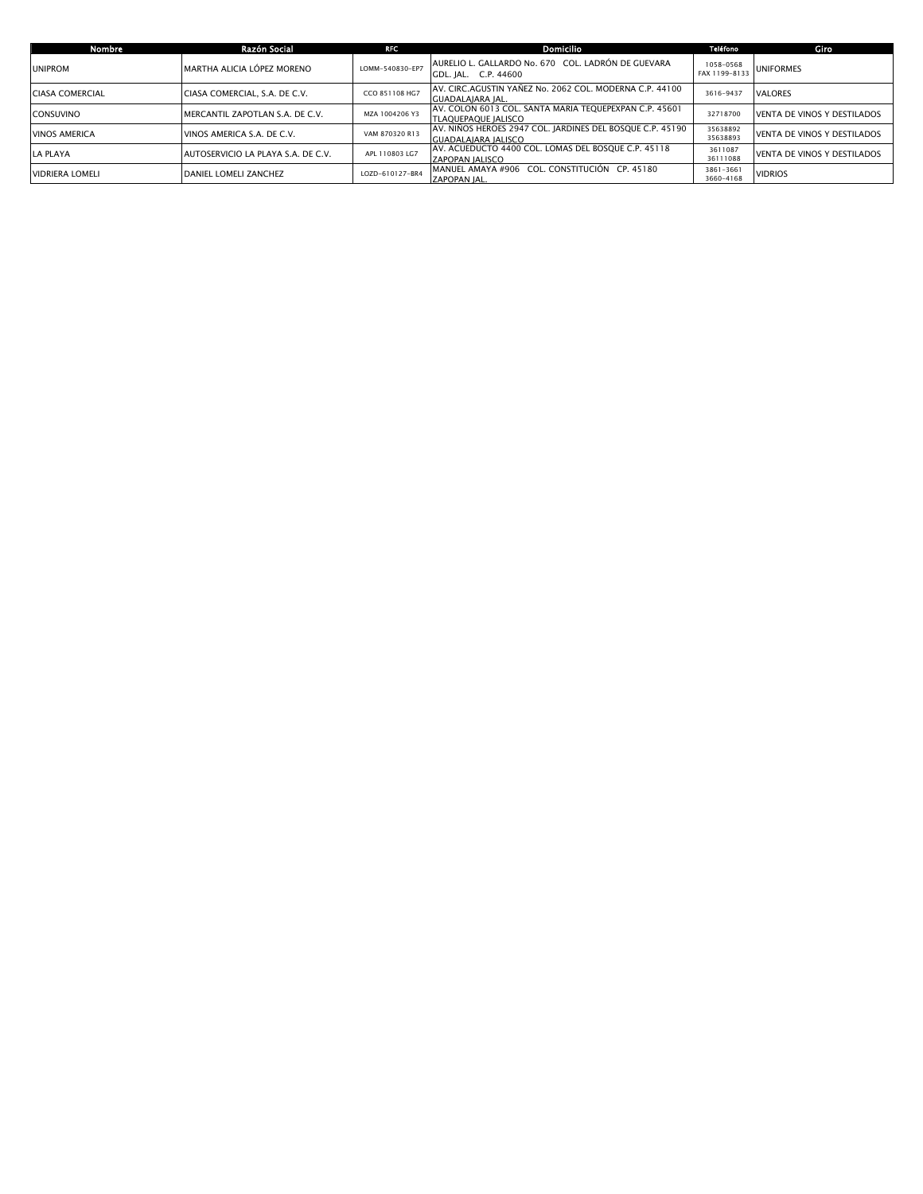| Nombre | Razón Social | RFC | Domicilio | Teléfono | Giro |
|---|---|---|---|---|---|
| UNIPROM | MARTHA ALICIA LÓPEZ MORENO | LOMM-540830-EP7 | AURELIO L. GALLARDO No. 670 COL. LADRÓN DE GUEVARA GDL. JAL. C.P. 44600 | 1058-0568 FAX 1199-8133 | UNIFORMES |
| CIASA COMERCIAL | CIASA COMERCIAL, S.A. DE C.V. | CCO 851108 HG7 | AV. CIRC.AGUSTIN YAÑEZ No. 2062 COL. MODERNA C.P. 44100 GUADALAJARA JAL. | 3616-9437 | VALORES |
| CONSUVINO | MERCANTIL ZAPOTLAN S.A. DE C.V. | MZA 1004206 Y3 | AV. COLON 6013 COL. SANTA MARIA TEQUEPEXPAN C.P. 45601 TLAQUEPAQUE JALISCO | 32718700 | VENTA DE VINOS Y DESTILADOS |
| VINOS AMERICA | VINOS AMERICA S.A. DE C.V. | VAM 870320 R13 | AV. NIÑOS HEROES 2947 COL. JARDINES DEL BOSQUE C.P. 45190 GUADALAJARA JALISCO | 35638892 35638893 | VENTA DE VINOS Y DESTILADOS |
| LA PLAYA | AUTOSERVICIO LA PLAYA S.A. DE C.V. | APL 110803 LG7 | AV. ACUEDUCTO 4400 COL. LOMAS DEL BOSQUE C.P. 45118 ZAPOPAN JALISCO | 3611087 36111088 | VENTA DE VINOS Y DESTILADOS |
| VIDRIERA LOMELI | DANIEL LOMELI ZANCHEZ | LOZD-610127-BR4 | MANUEL AMAYA #906 COL. CONSTITUCIÓN CP. 45180 ZAPOPAN JAL. | 3861-3661 3660-4168 | VIDRIOS |